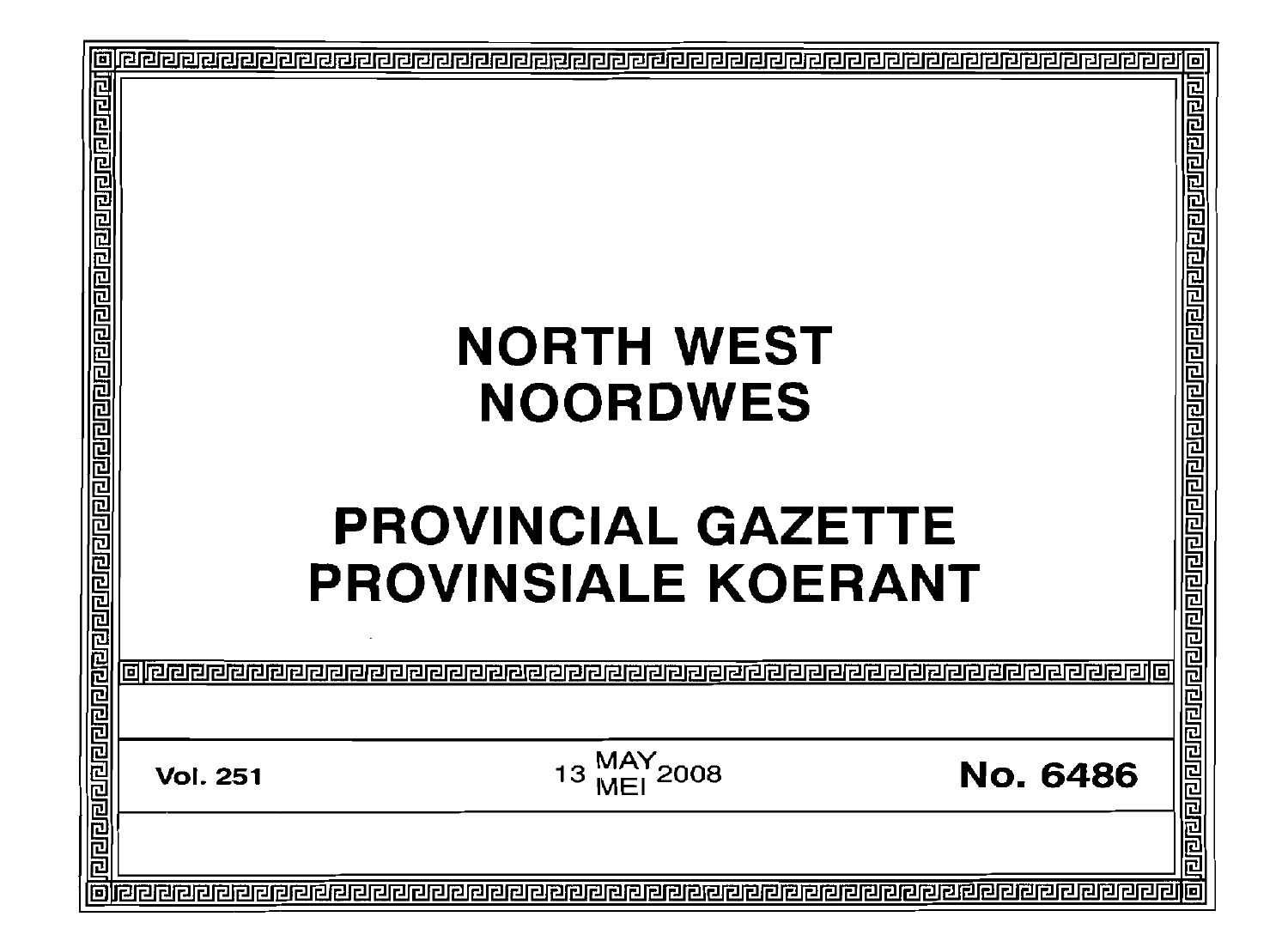# NORTH WEST
# NOORDWES

# PROVINCIAL GAZETTE
# PROVINSIALE KOERANT

**Vol. 251** 13 MAY / MEI 2008 **No. 6486**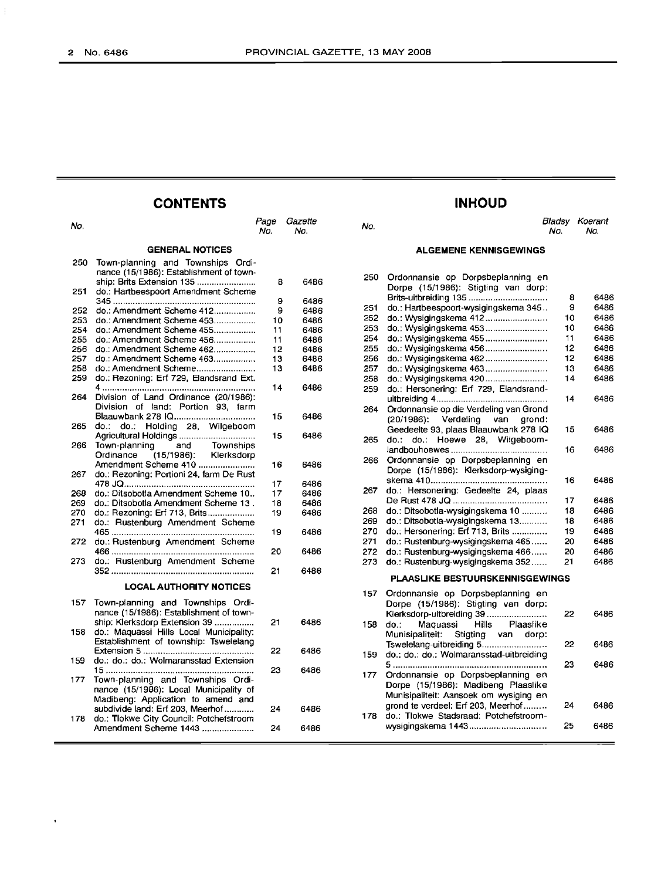## CONTENTS

| No. | | Page No. | Gazette No. |
|---|---|---|---|
| | **GENERAL NOTICES** | | |
| 250 | Town-planning and Townships Ordinance (15/1986): Establishment of township: Brits Extension 135 | 8 | 6486 |
| 251 | do.: Hartbeespoort Amendment Scheme 345 | 9 | 6486 |
| 252 | do.: Amendment Scheme 412 | 9 | 6486 |
| 253 | do.: Amendment Scheme 453 | 10 | 6486 |
| 254 | do.: Amendment Scheme 455 | 11 | 6486 |
| 255 | do.: Amendment Scheme 456 | 11 | 6486 |
| 256 | do.: Amendment Scheme 462 | 12 | 6486 |
| 257 | do.: Amendment Scheme 463 | 13 | 6486 |
| 258 | do.: Amendment Scheme | 13 | 6486 |
| 259 | do.: Rezoning: Erf 729, Elandsrand Ext. 4 | 14 | 6486 |
| 264 | Division of Land Ordinance (20/1986): Division of land: Portion 93, farm Blaauwbank 278 IQ | 15 | 6486 |
| 265 | do.: do.: Holding 28, Wilgeboom Agricultural Holdings | 15 | 6486 |
| 266 | Town-planning and Townships Ordinance (15/1986): Klerksdorp Amendment Scheme 410 | 16 | 6486 |
| 267 | do.: Rezoning: Portioni 24, farm De Rust 478 JQ | 17 | 6486 |
| 268 | do.: Ditsobotla Amendment Scheme 10 | 17 | 6486 |
| 269 | do.: Ditsobotla Amendment Scheme 13 | 18 | 6486 |
| 270 | do.: Rezoning: Erf 713, Brits | 19 | 6486 |
| 271 | do.: Rustenburg Amendment Scheme 465 | 19 | 6486 |
| 272 | do.: Rustenburg Amendment Scheme 466 | 20 | 6486 |
| 273 | do.: Rustenburg Amendment Scheme 352 | 21 | 6486 |
| | **LOCAL AUTHORITY NOTICES** | | |
| 157 | Town-planning and Townships Ordinance (15/1986): Establishment of township: Klerksdorp Extension 39 | 21 | 6486 |
| 158 | do.: Maquassi Hills Local Municipality: Establishment of township: Tswelelang Extension 5 | 22 | 6486 |
| 159 | do.: do.: do.: Wolmaransstad Extension 15 | 23 | 6486 |
| 177 | Town-planning and Townships Ordinance (15/1986): Local Municipality of Madibeng: Application to amend and subdivide land: Erf 203, Meerhof | 24 | 6486 |
| 178 | do.: Tlokwe City Council: Potchefstroom Amendment Scheme 1443 | 24 | 6486 |

## INHOUD

| No. | | Bladsy No. | Koerant No. |
|---|---|---|---|
| | **ALGEMENE KENNISGEWINGS** | | |
| 250 | Ordonnansie op Dorpsbeplanning en Dorpe (15/1986): Stigting van dorp: Brits-uitbreiding 135 | 8 | 6486 |
| 251 | do.: Hartbeespoort-wysigingskema 345 | 9 | 6486 |
| 252 | do.: Wysigingskema 412 | 10 | 6486 |
| 253 | do.: Wysigingskema 453 | 10 | 6486 |
| 254 | do.: Wysigingskema 455 | 11 | 6486 |
| 255 | do.: Wysigingskema 456 | 12 | 6486 |
| 256 | do.: Wysigingskema 462 | 12 | 6486 |
| 257 | do.: Wysigingskema 463 | 13 | 6486 |
| 258 | do.: Wysigingskema 420 | 14 | 6486 |
| 259 | do.: Hersonering: Erf 729, Elandsrand-uitbreiding 4 | 14 | 6486 |
| 264 | Ordonnansie op die Verdeling van Grond (20/1986): Verdeling van grond: Gedeelte 93, plaas Blaauwbank 278 IQ | 15 | 6486 |
| 265 | do.: do.: Hoewe 28, Wilgeboom-landbouhoewes | 16 | 6486 |
| 266 | Ordonnansie op Dorpsbeplanning en Dorpe (15/1986): Klerksdorp-wysigingskema 410 | 16 | 6486 |
| 267 | do.: Hersonering: Gedeelte 24, plaas De Rust 478 JQ | 17 | 6486 |
| 268 | do.: Ditsobotla-wysigingskema 10 | 18 | 6486 |
| 269 | do.: Ditsobotla-wysigingskema 13 | 18 | 6486 |
| 270 | do.: Hersonering: Erf 713, Brits | 19 | 6486 |
| 271 | do.: Rustenburg-wysigingskema 465 | 20 | 6486 |
| 272 | do.: Rustenburg-wysigingskema 466 | 20 | 6486 |
| 273 | do.: Rustenburg-wysigingskema 352 | 21 | 6486 |
| | **PLAASLIKE BESTUURSKENNISGEWINGS** | | |
| 157 | Ordonnansie op Dorpsbeplanning en Dorpe (15/1986): Stigting van dorp: Klerksdorp-uitbreiding 39 | 22 | 6486 |
| 158 | do.: Maquassi Hills Plaaslike Munisipaliteit: Stigting van dorp: Tswelelang-uitbreiding 5 | 22 | 6486 |
| 159 | do.: do.: do.: Wolmaransstad-uitbreiding 5 | 23 | 6486 |
| 177 | Ordonnansie op Dorpsbeplanning en Dorpe (15/1986): Madibeng Plaaslike Munisipaliteit: Aansoek om wysiging en grond te verdeel: Erf 203, Meerhof | 24 | 6486 |
| 178 | do.: Tlokwe Stadsraad: Potchefstroom-wysigingskema 1443 | 25 | 6486 |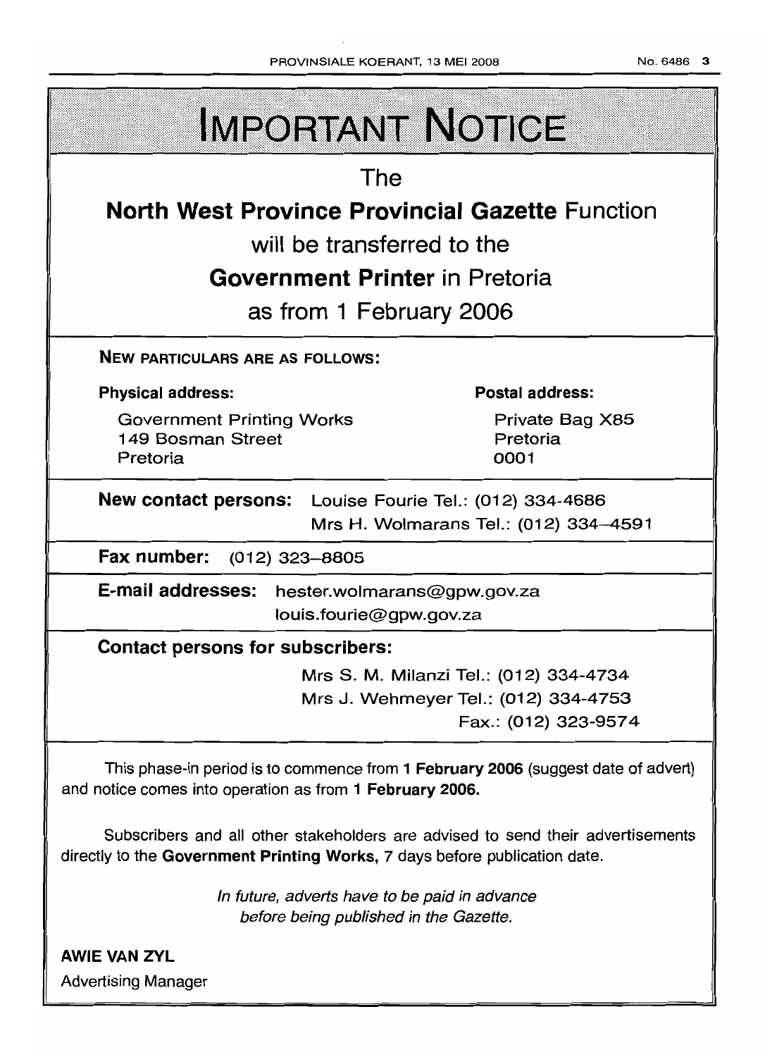# IMPORTANT NOTICE

## The
## **North West Province Provincial Gazette** Function
## will be transferred to the
## **Government Printer** in Pretoria
## as from 1 February 2006

**NEW PARTICULARS ARE AS FOLLOWS:**

**Physical address:**

Government Printing Works
149 Bosman Street
Pretoria

**Postal address:**

Private Bag X85
Pretoria
0001

**New contact persons:** Louise Fourie Tel.: (012) 334-4686
Mrs H. Wolmarans Tel.: (012) 334–4591

**Fax number:** (012) 323–8805

**E-mail addresses:** hester.wolmarans@gpw.gov.za
louis.fourie@gpw.gov.za

**Contact persons for subscribers:**

Mrs S. M. Milanzi Tel.: (012) 334-4734
Mrs J. Wehmeyer Tel.: (012) 334-4753
Fax.: (012) 323-9574

This phase-in period is to commence from **1 February 2006** (suggest date of advert) and notice comes into operation as from **1 February 2006.**

Subscribers and all other stakeholders are advised to send their advertisements directly to the **Government Printing Works,** 7 days before publication date.

*In future, adverts have to be paid in advance before being published in the Gazette.*

**AWIE VAN ZYL**
Advertising Manager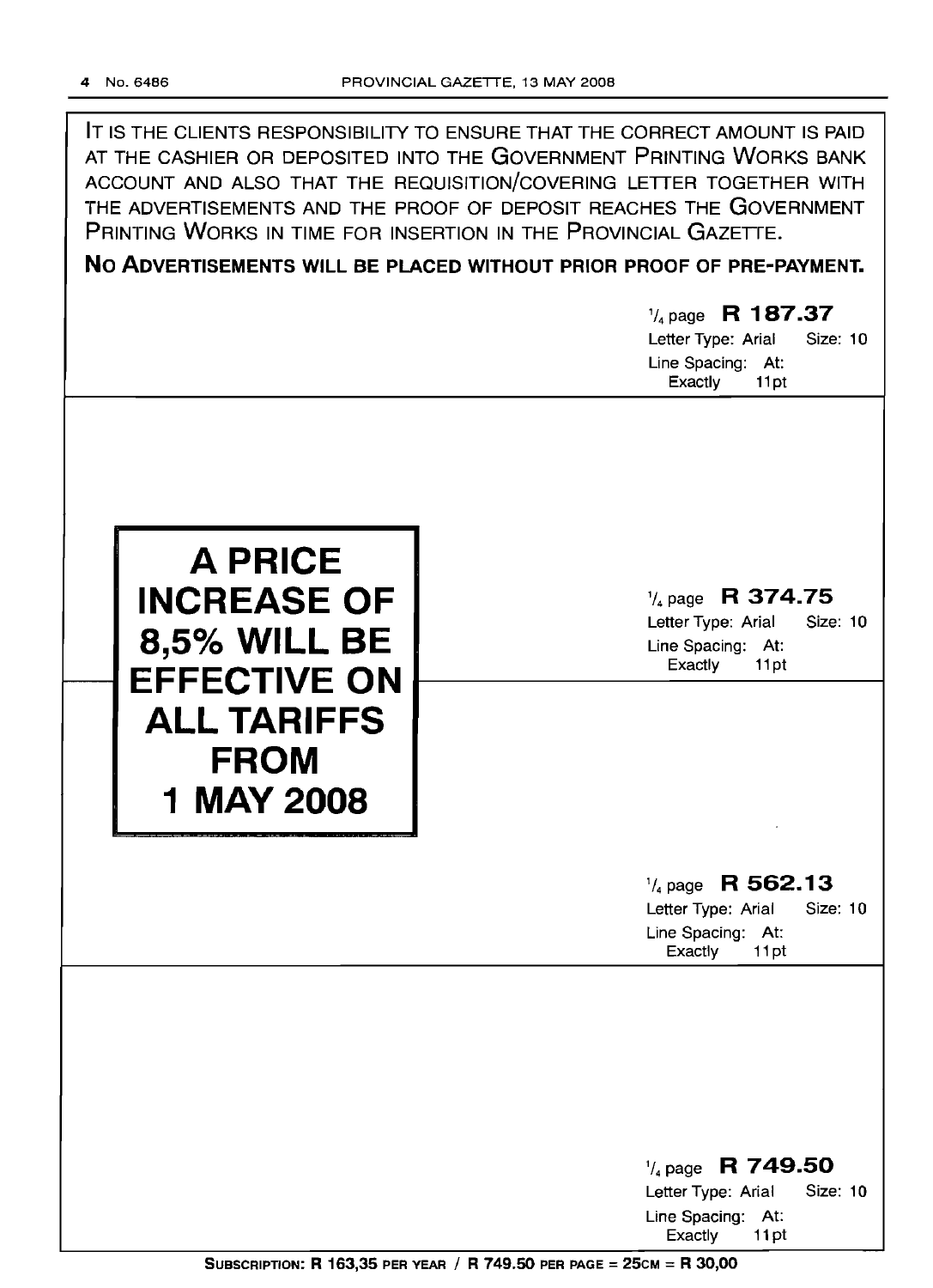IT IS THE CLIENTS RESPONSIBILITY TO ENSURE THAT THE CORRECT AMOUNT IS PAID AT THE CASHIER OR DEPOSITED INTO THE GOVERNMENT PRINTING WORKS BANK ACCOUNT AND ALSO THAT THE REQUISITION/COVERING LETTER TOGETHER WITH THE ADVERTISEMENTS AND THE PROOF OF DEPOSIT REACHES THE GOVERNMENT PRINTING WORKS IN TIME FOR INSERTION IN THE PROVINCIAL GAZETTE.

**NO ADVERTISEMENTS WILL BE PLACED WITHOUT PRIOR PROOF OF PRE-PAYMENT.**

1/4 page **R 187.37**
Letter Type: Arial Size: 10
Line Spacing: At: Exactly 11pt

**A PRICE INCREASE OF 8,5% WILL BE EFFECTIVE ON ALL TARIFFS FROM 1 MAY 2008**

1/4 page **R 374.75**
Letter Type: Arial Size: 10
Line Spacing: At: Exactly 11pt

1/4 page **R 562.13**
Letter Type: Arial Size: 10
Line Spacing: At: Exactly 11pt

1/4 page **R 749.50**
Letter Type: Arial Size: 10
Line Spacing: At: Exactly 11pt

**SUBSCRIPTION: R 163,35 PER YEAR / R 749.50 PER PAGE = 25CM = R 30,00**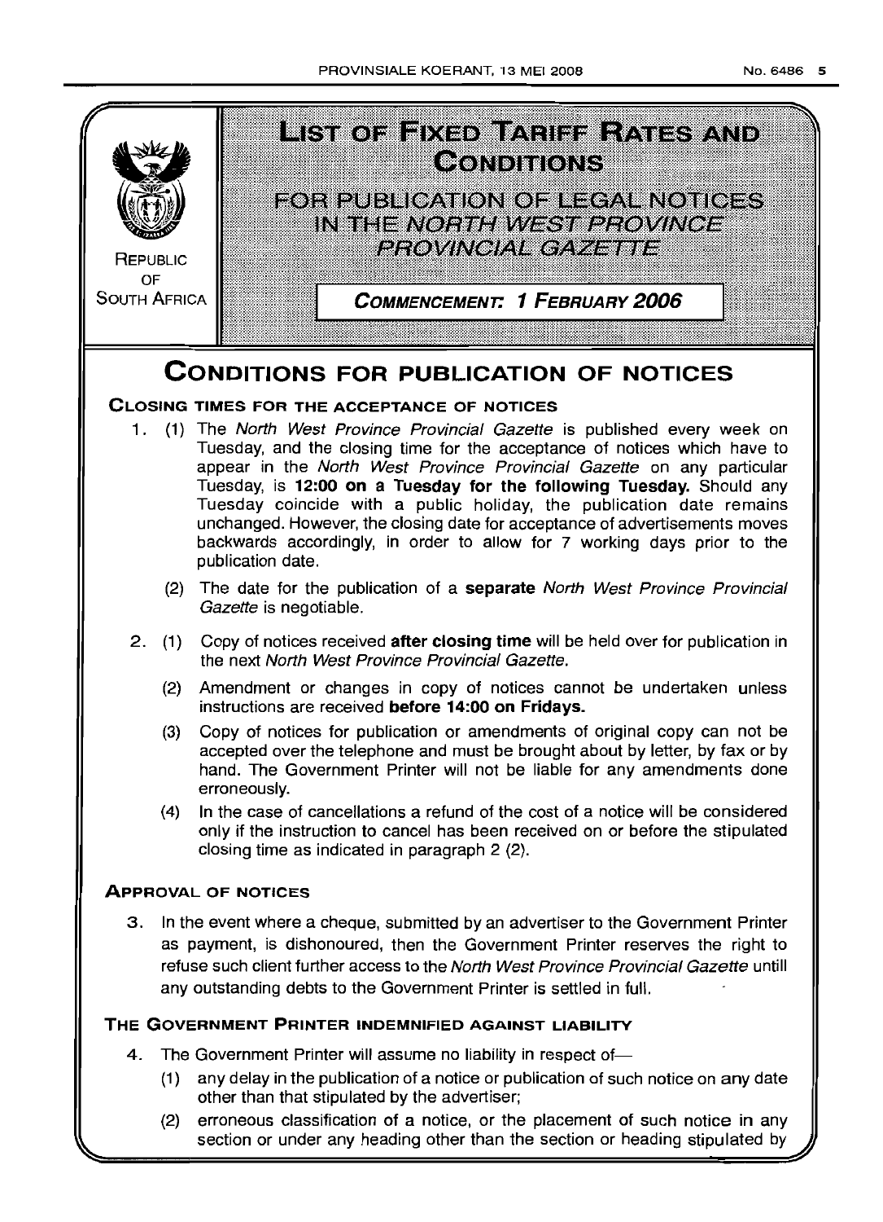REPUBLIC OF SOUTH AFRICA

# LIST OF FIXED TARIFF RATES AND CONDITIONS

## FOR PUBLICATION OF LEGAL NOTICES IN THE *NORTH WEST PROVINCE PROVINCIAL GAZETTE*

**COMMENCEMENT: 1 FEBRUARY 2006**

# CONDITIONS FOR PUBLICATION OF NOTICES

### CLOSING TIMES FOR THE ACCEPTANCE OF NOTICES

1. (1) The *North West Province Provincial Gazette* is published every week on Tuesday, and the closing time for the acceptance of notices which have to appear in the *North West Province Provincial Gazette* on any particular Tuesday, is **12:00 on a Tuesday for the following Tuesday.** Should any Tuesday coincide with a public holiday, the publication date remains unchanged. However, the closing date for acceptance of advertisements moves backwards accordingly, in order to allow for 7 working days prior to the publication date.

   (2) The date for the publication of a **separate** *North West Province Provincial Gazette* is negotiable.

2. (1) Copy of notices received **after closing time** will be held over for publication in the next *North West Province Provincial Gazette.*

   (2) Amendment or changes in copy of notices cannot be undertaken unless instructions are received **before 14:00 on Fridays.**

   (3) Copy of notices for publication or amendments of original copy can not be accepted over the telephone and must be brought about by letter, by fax or by hand. The Government Printer will not be liable for any amendments done erroneously.

   (4) In the case of cancellations a refund of the cost of a notice will be considered only if the instruction to cancel has been received on or before the stipulated closing time as indicated in paragraph 2 (2).

### APPROVAL OF NOTICES

3. In the event where a cheque, submitted by an advertiser to the Government Printer as payment, is dishonoured, then the Government Printer reserves the right to refuse such client further access to the *North West Province Provincial Gazette* untill any outstanding debts to the Government Printer is settled in full.

### THE GOVERNMENT PRINTER INDEMNIFIED AGAINST LIABILITY

4. The Government Printer will assume no liability in respect of—

   (1) any delay in the publication of a notice or publication of such notice on any date other than that stipulated by the advertiser;

   (2) erroneous classification of a notice, or the placement of such notice in any section or under any heading other than the section or heading stipulated by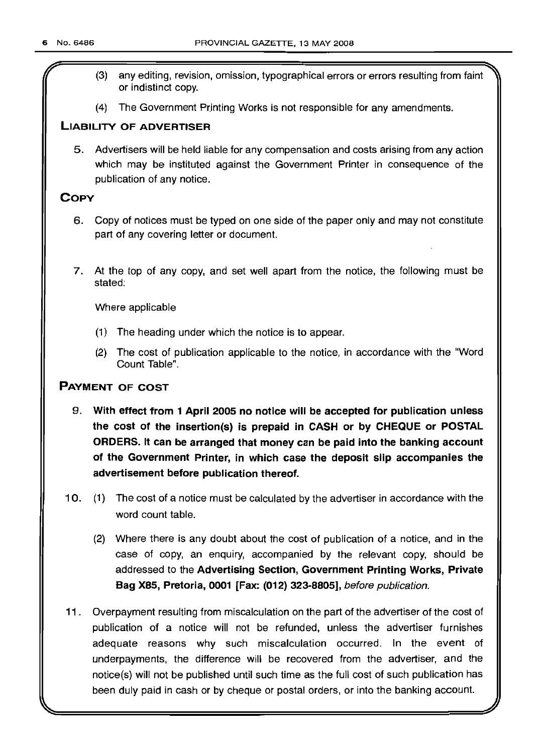(3) any editing, revision, omission, typographical errors or errors resulting from faint or indistinct copy.

(4) The Government Printing Works is not responsible for any amendments.

## LIABILITY OF ADVERTISER

5. Advertisers will be held liable for any compensation and costs arising from any action which may be instituted against the Government Printer in consequence of the publication of any notice.

## COPY

6. Copy of notices must be typed on one side of the paper only and may not constitute part of any covering letter or document.

7. At the top of any copy, and set well apart from the notice, the following must be stated:

   Where applicable

   (1) The heading under which the notice is to appear.

   (2) The cost of publication applicable to the notice, in accordance with the "Word Count Table".

## PAYMENT OF COST

9. **With effect from 1 April 2005 no notice will be accepted for publication unless the cost of the insertion(s) is prepaid in CASH or by CHEQUE or POSTAL ORDERS. It can be arranged that money can be paid into the banking account of the Government Printer, in which case the deposit slip accompanies the advertisement before publication thereof.**

10. (1) The cost of a notice must be calculated by the advertiser in accordance with the word count table.

    (2) Where there is any doubt about the cost of publication of a notice, and in the case of copy, an enquiry, accompanied by the relevant copy, should be addressed to the **Advertising Section, Government Printing Works, Private Bag X85, Pretoria, 0001 [Fax: (012) 323-8805]**, *before publication.*

11. Overpayment resulting from miscalculation on the part of the advertiser of the cost of publication of a notice will not be refunded, unless the advertiser furnishes adequate reasons why such miscalculation occurred. In the event of underpayments, the difference will be recovered from the advertiser, and the notice(s) will not be published until such time as the full cost of such publication has been duly paid in cash or by cheque or postal orders, or into the banking account.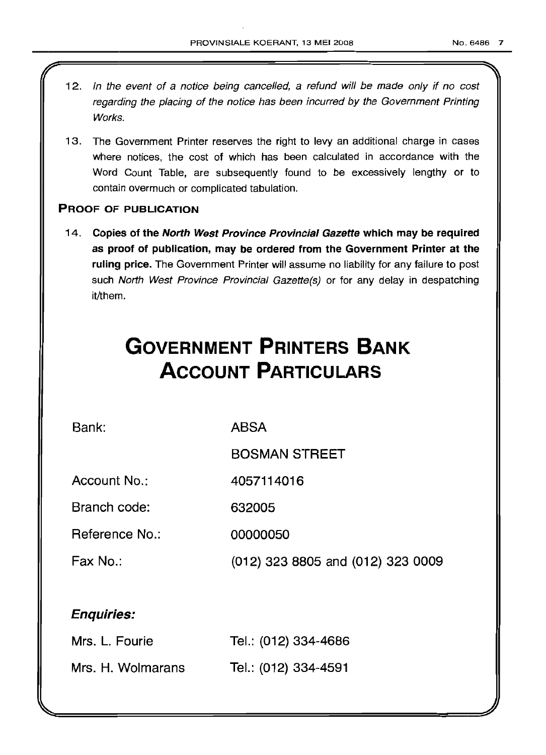12. *In the event of a notice being cancelled, a refund will be made only if no cost regarding the placing of the notice has been incurred by the Government Printing Works.*

13. The Government Printer reserves the right to levy an additional charge in cases where notices, the cost of which has been calculated in accordance with the Word Count Table, are subsequently found to be excessively lengthy or to contain overmuch or complicated tabulation.

**PROOF OF PUBLICATION**

14. **Copies of the *North West Province Provincial Gazette* which may be required as proof of publication, may be ordered from the Government Printer at the ruling price.** The Government Printer will assume no liability for any failure to post such *North West Province Provincial Gazette(s)* or for any delay in despatching it/them.

# GOVERNMENT PRINTERS BANK ACCOUNT PARTICULARS

| | |
|---|---|
| Bank: | ABSA |
| | BOSMAN STREET |
| Account No.: | 4057114016 |
| Branch code: | 632005 |
| Reference No.: | 00000050 |
| Fax No.: | (012) 323 8805 and (012) 323 0009 |

***Enquiries:***

| | |
|---|---|
| Mrs. L. Fourie | Tel.: (012) 334-4686 |
| Mrs. H. Wolmarans | Tel.: (012) 334-4591 |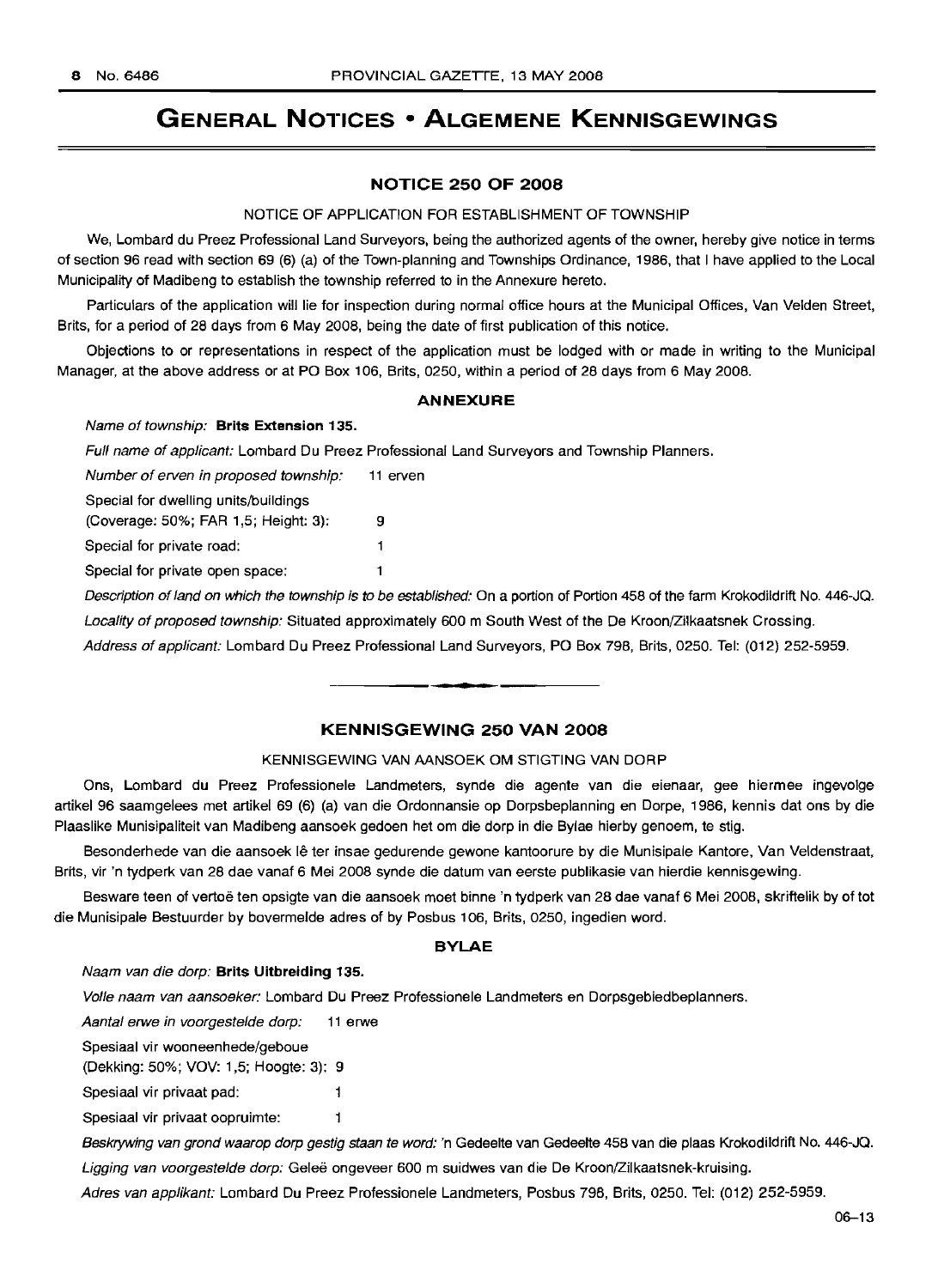# GENERAL NOTICES • ALGEMENE KENNISGEWINGS

## NOTICE 250 OF 2008

NOTICE OF APPLICATION FOR ESTABLISHMENT OF TOWNSHIP

We, Lombard du Preez Professional Land Surveyors, being the authorized agents of the owner, hereby give notice in terms of section 96 read with section 69 (6) (a) of the Town-planning and Townships Ordinance, 1986, that I have applied to the Local Municipality of Madibeng to establish the township referred to in the Annexure hereto.

Particulars of the application will lie for inspection during normal office hours at the Municipal Offices, Van Velden Street, Brits, for a period of 28 days from 6 May 2008, being the date of first publication of this notice.

Objections to or representations in respect of the application must be lodged with or made in writing to the Municipal Manager, at the above address or at PO Box 106, Brits, 0250, within a period of 28 days from 6 May 2008.

### ANNEXURE

*Name of township:* **Brits Extension 135.**

*Full name of applicant:* Lombard Du Preez Professional Land Surveyors and Township Planners.

*Number of erven in proposed township:* 11 erven

Special for dwelling units/buildings (Coverage: 50%; FAR 1,5; Height: 3): 9

Special for private road: 1

Special for private open space: 1

*Description of land on which the township is to be established:* On a portion of Portion 458 of the farm Krokodildrift No. 446-JQ.

*Locality of proposed township:* Situated approximately 600 m South West of the De Kroon/Zilkaatsnek Crossing.

*Address of applicant:* Lombard Du Preez Professional Land Surveyors, PO Box 798, Brits, 0250. Tel: (012) 252-5959.

---

## KENNISGEWING 250 VAN 2008

KENNISGEWING VAN AANSOEK OM STIGTING VAN DORP

Ons, Lombard du Preez Professionele Landmeters, synde die agente van die eienaar, gee hiermee ingevolge artikel 96 saamgelees met artikel 69 (6) (a) van die Ordonnansie op Dorpsbeplanning en Dorpe, 1986, kennis dat ons by die Plaaslike Munisipaliteit van Madibeng aansoek gedoen het om die dorp in die Bylae hierby genoem, te stig.

Besonderhede van die aansoek lê ter insae gedurende gewone kantoorure by die Munisipale Kantore, Van Veldenstraat, Brits, vir 'n tydperk van 28 dae vanaf 6 Mei 2008 synde die datum van eerste publikasie van hierdie kennisgewing.

Besware teen of vertoë ten opsigte van die aansoek moet binne 'n tydperk van 28 dae vanaf 6 Mei 2008, skriftelik by of tot die Munisipale Bestuurder by bovermelde adres of by Posbus 106, Brits, 0250, ingedien word.

### BYLAE

*Naam van die dorp:* **Brits Uitbreiding 135.**

*Volle naam van aansoeker:* Lombard Du Preez Professionele Landmeters en Dorpsgebiedbeplanners.

*Aantal erwe in voorgestelde dorp:* 11 erwe

Spesiaal vir wooneenhede/geboue (Dekking: 50%; VOV: 1,5; Hoogte: 3): 9

Spesiaal vir privaat pad: 1

Spesiaal vir privaat oopruimte: 1

*Beskrywing van grond waarop dorp gestig staan te word:* 'n Gedeelte van Gedeelte 458 van die plaas Krokodildrift No. 446-JQ.

*Ligging van voorgestelde dorp:* Geleë ongeveer 600 m suidwes van die De Kroon/Zilkaatsnek-kruising.

*Adres van applikant:* Lombard Du Preez Professionele Landmeters, Posbus 798, Brits, 0250. Tel: (012) 252-5959.

06–13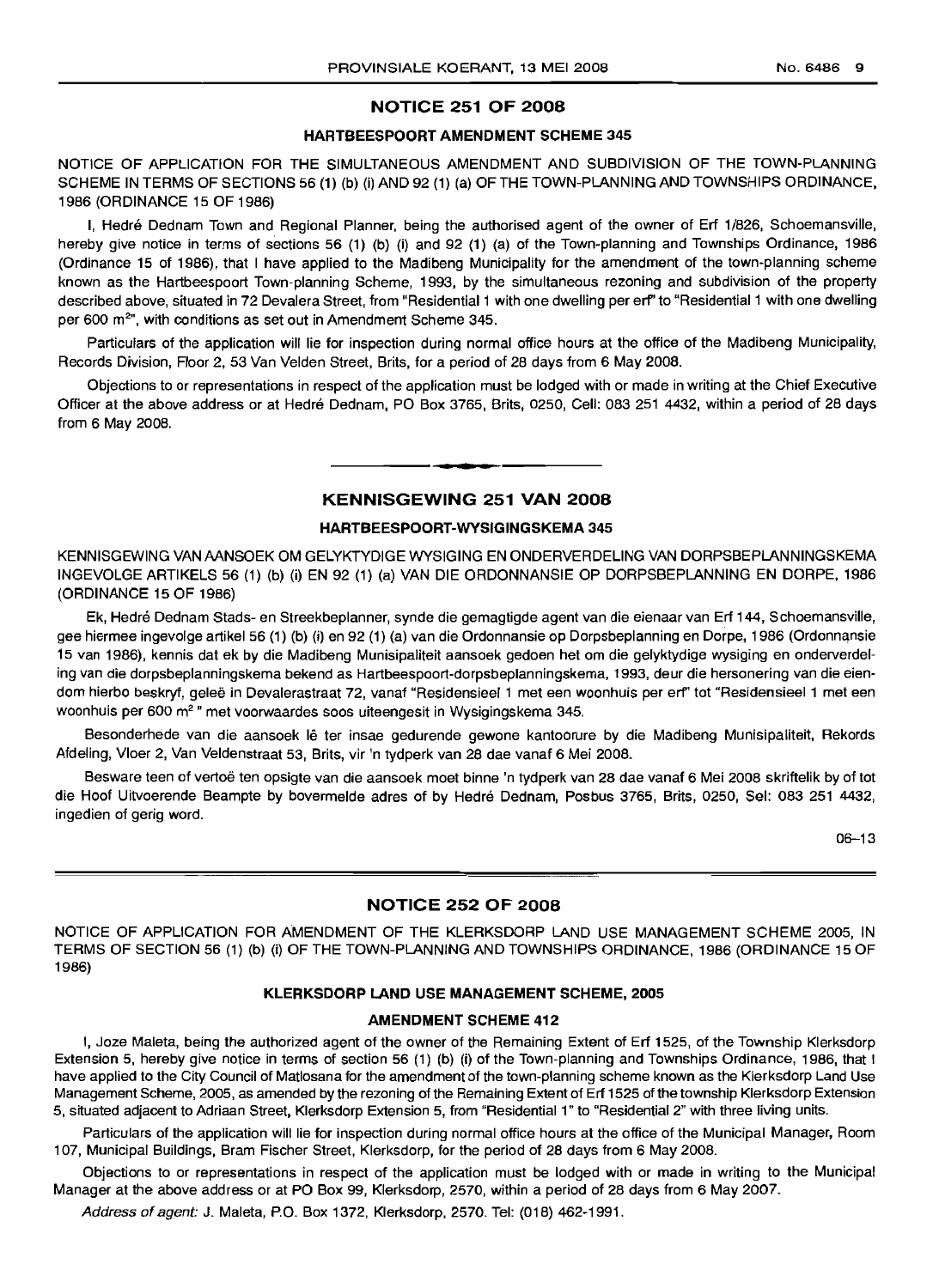## NOTICE 251 OF 2008

### HARTBEESPOORT AMENDMENT SCHEME 345

NOTICE OF APPLICATION FOR THE SIMULTANEOUS AMENDMENT AND SUBDIVISION OF THE TOWN-PLANNING SCHEME IN TERMS OF SECTIONS 56 (1) (b) (i) AND 92 (1) (a) OF THE TOWN-PLANNING AND TOWNSHIPS ORDINANCE, 1986 (ORDINANCE 15 OF 1986)

I, Hedré Dednam Town and Regional Planner, being the authorised agent of the owner of Erf 1/826, Schoemansville, hereby give notice in terms of sections 56 (1) (b) (i) and 92 (1) (a) of the Town-planning and Townships Ordinance, 1986 (Ordinance 15 of 1986), that I have applied to the Madibeng Municipality for the amendment of the town-planning scheme known as the Hartbeespoort Town-planning Scheme, 1993, by the simultaneous rezoning and subdivision of the property described above, situated in 72 Devalera Street, from "Residential 1 with one dwelling per erf" to "Residential 1 with one dwelling per 600 m$^{2}$", with conditions as set out in Amendment Scheme 345.

Particulars of the application will lie for inspection during normal office hours at the office of the Madibeng Municipality, Records Division, Floor 2, 53 Van Velden Street, Brits, for a period of 28 days from 6 May 2008.

Objections to or representations in respect of the application must be lodged with or made in writing at the Chief Executive Officer at the above address or at Hedré Dednam, PO Box 3765, Brits, 0250, Cell: 083 251 4432, within a period of 28 days from 6 May 2008.

---

## KENNISGEWING 251 VAN 2008

### HARTBEESPOORT-WYSIGINGSKEMA 345

KENNISGEWING VAN AANSOEK OM GELYKTYDIGE WYSIGING EN ONDERVERDELING VAN DORPSBEPLANNINGSKEMA INGEVOLGE ARTIKELS 56 (1) (b) (i) EN 92 (1) (a) VAN DIE ORDONNANSIE OP DORPSBEPLANNING EN DORPE, 1986 (ORDINANCE 15 OF 1986)

Ek, Hedré Dednam Stads- en Streekbeplanner, synde die gemagtigde agent van die eienaar van Erf 144, Schoemansville, gee hiermee ingevolge artikel 56 (1) (b) (i) en 92 (1) (a) van die Ordonnansie op Dorpsbeplanning en Dorpe, 1986 (Ordonnansie 15 van 1986), kennis dat ek by die Madibeng Munisipaliteit aansoek gedoen het om die gelyktydige wysiging en onderverdeling van die dorpsbeplanningskema bekend as Hartbeespoort-dorpsbeplanningskema, 1993, deur die hersonering van die eiendom hierbo beskryf, geleë in Devalerastraat 72, vanaf "Residensieel 1 met een woonhuis per erf" tot "Residensieel 1 met een woonhuis per 600 m$^{2}$" met voorwaardes soos uiteengesit in Wysigingskema 345.

Besonderhede van die aansoek lê ter insae gedurende gewone kantoorure by die Madibeng Munisipaliteit, Rekords Afdeling, Vloer 2, Van Veldenstraat 53, Brits, vir 'n tydperk van 28 dae vanaf 6 Mei 2008.

Besware teen of vertoë ten opsigte van die aansoek moet binne 'n tydperk van 28 dae vanaf 6 Mei 2008 skriftelik by of tot die Hoof Uitvoerende Beampte by bovermelde adres of by Hedré Dednam, Posbus 3765, Brits, 0250, Sel: 083 251 4432, ingedien of gerig word.

06–13

---

## NOTICE 252 OF 2008

NOTICE OF APPLICATION FOR AMENDMENT OF THE KLERKSDORP LAND USE MANAGEMENT SCHEME 2005, IN TERMS OF SECTION 56 (1) (b) (i) OF THE TOWN-PLANNING AND TOWNSHIPS ORDINANCE, 1986 (ORDINANCE 15 OF 1986)

### KLERKSDORP LAND USE MANAGEMENT SCHEME, 2005

### AMENDMENT SCHEME 412

I, Joze Maleta, being the authorized agent of the owner of the Remaining Extent of Erf 1525, of the Township Klerksdorp Extension 5, hereby give notice in terms of section 56 (1) (b) (i) of the Town-planning and Townships Ordinance, 1986, that I have applied to the City Council of Matlosana for the amendment of the town-planning scheme known as the Klerksdorp Land Use Management Scheme, 2005, as amended by the rezoning of the Remaining Extent of Erf 1525 of the township Klerksdorp Extension 5, situated adjacent to Adriaan Street, Klerksdorp Extension 5, from "Residential 1" to "Residential 2" with three living units.

Particulars of the application will lie for inspection during normal office hours at the office of the Municipal Manager, Room 107, Municipal Buildings, Bram Fischer Street, Klerksdorp, for the period of 28 days from 6 May 2008.

Objections to or representations in respect of the application must be lodged with or made in writing to the Municipal Manager at the above address or at PO Box 99, Klerksdorp, 2570, within a period of 28 days from 6 May 2007.

*Address of agent:* J. Maleta, P.O. Box 1372, Klerksdorp, 2570. Tel: (018) 462-1991.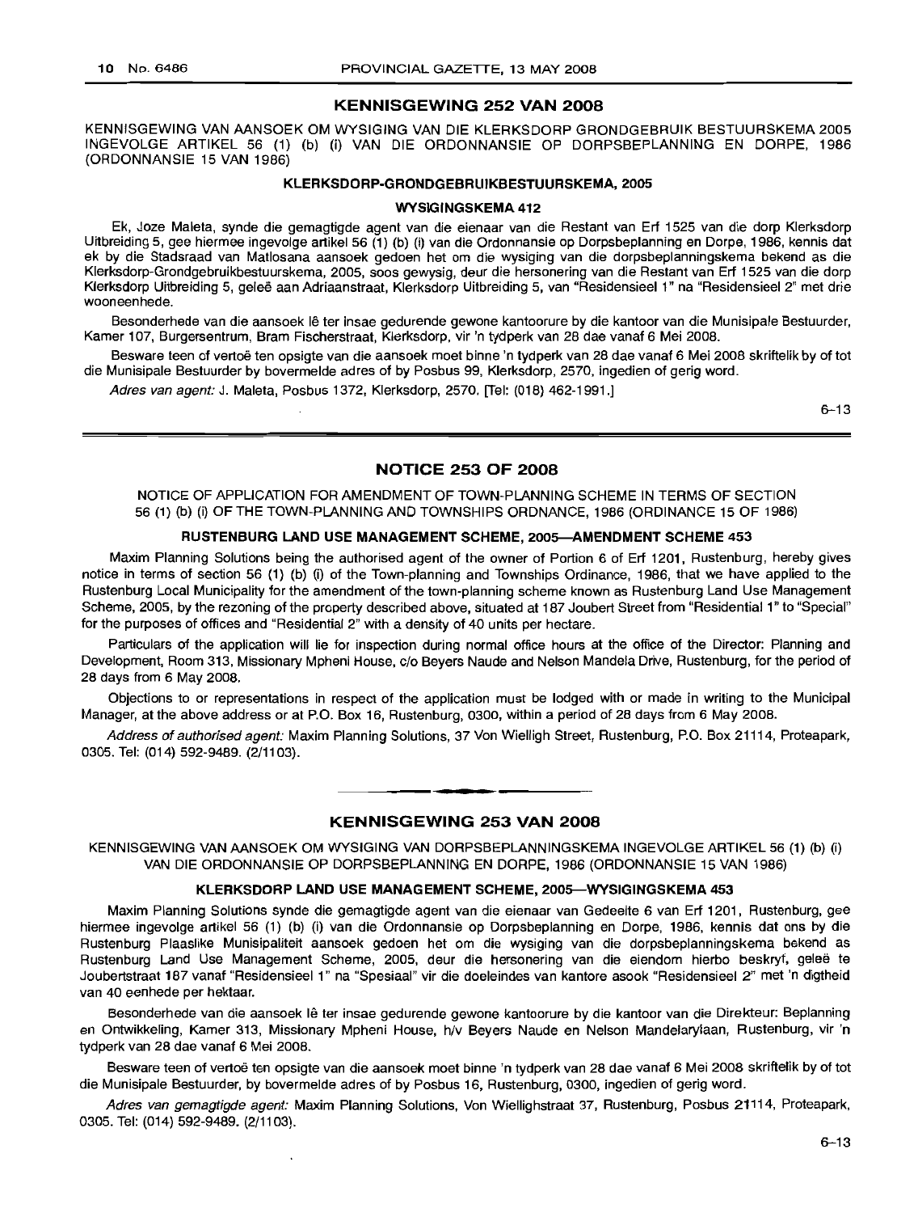## KENNISGEWING 252 VAN 2008

KENNISGEWING VAN AANSOEK OM WYSIGING VAN DIE KLERKSDORP GRONDGEBRUIK BESTUURSKEMA 2005 INGEVOLGE ARTIKEL 56 (1) (b) (i) VAN DIE ORDONNANSIE OP DORPSBEPLANNING EN DORPE, 1986 (ORDONNANSIE 15 VAN 1986)

### KLERKSDORP-GRONDGEBRUIKBESTUURSKEMA, 2005

#### WYSIGINGSKEMA 412

Ek, Joze Maleta, synde die gemagtigde agent van die eienaar van die Restant van Erf 1525 van die dorp Klerksdorp Uitbreiding 5, gee hiermee ingevolge artikel 56 (1) (b) (i) van die Ordonnansie op Dorpsbeplanning en Dorpe, 1986, kennis dat ek by die Stadsraad van Matlosana aansoek gedoen het om die wysiging van die dorpsbeplanningskema bekend as die Klerksdorp-Grondgebruikbestuurskema, 2005, soos gewysig, deur die hersonering van die Restant van Erf 1525 van die dorp Klerksdorp Uitbreiding 5, geleë aan Adriaanstraat, Klerksdorp Uitbreiding 5, van "Residensieel 1" na "Residensieel 2" met drie wooneenhede.

Besonderhede van die aansoek lê ter insae gedurende gewone kantoorure by die kantoor van die Munisipale Bestuurder, Kamer 107, Burgersentrum, Bram Fischerstraat, Klerksdorp, vir 'n tydperk van 28 dae vanaf 6 Mei 2008.

Besware teen of vertoë ten opsigte van die aansoek moet binne 'n tydperk van 28 dae vanaf 6 Mei 2008 skriftelik by of tot die Munisipale Bestuurder by bovermelde adres of by Posbus 99, Klerksdorp, 2570, ingedien of gerig word.

*Adres van agent:* J. Maleta, Posbus 1372, Klerksdorp, 2570. [Tel: (018) 462-1991.]

6–13

## NOTICE 253 OF 2008

NOTICE OF APPLICATION FOR AMENDMENT OF TOWN-PLANNING SCHEME IN TERMS OF SECTION 56 (1) (b) (i) OF THE TOWN-PLANNING AND TOWNSHIPS ORDNANCE, 1986 (ORDINANCE 15 OF 1986)

### RUSTENBURG LAND USE MANAGEMENT SCHEME, 2005—AMENDMENT SCHEME 453

Maxim Planning Solutions being the authorised agent of the owner of Portion 6 of Erf 1201, Rustenburg, hereby gives notice in terms of section 56 (1) (b) (i) of the Town-planning and Townships Ordinance, 1986, that we have applied to the Rustenburg Local Municipality for the amendment of the town-planning scheme known as Rustenburg Land Use Management Scheme, 2005, by the rezoning of the property described above, situated at 187 Joubert Street from "Residential 1" to "Special" for the purposes of offices and "Residential 2" with a density of 40 units per hectare.

Particulars of the application will lie for inspection during normal office hours at the office of the Director: Planning and Development, Room 313, Missionary Mpheni House, c/o Beyers Naude and Nelson Mandela Drive, Rustenburg, for the period of 28 days from 6 May 2008.

Objections to or representations in respect of the application must be lodged with or made in writing to the Municipal Manager, at the above address or at P.O. Box 16, Rustenburg, 0300, within a period of 28 days from 6 May 2008.

*Address of authorised agent:* Maxim Planning Solutions, 37 Von Wielligh Street, Rustenburg, P.O. Box 21114, Proteapark, 0305. Tel: (014) 592-9489. (2/1103).

## KENNISGEWING 253 VAN 2008

KENNISGEWING VAN AANSOEK OM WYSIGING VAN DORPSBEPLANNINGSKEMA INGEVOLGE ARTIKEL 56 (1) (b) (i) VAN DIE ORDONNANSIE OP DORPSBEPLANNING EN DORPE, 1986 (ORDONNANSIE 15 VAN 1986)

### KLERKSDORP LAND USE MANAGEMENT SCHEME, 2005—WYSIGINGSKEMA 453

Maxim Planning Solutions synde die gemagtigde agent van die eienaar van Gedeelte 6 van Erf 1201, Rustenburg, gee hiermee ingevolge artikel 56 (1) (b) (i) van die Ordonnansie op Dorpsbeplanning en Dorpe, 1986, kennis dat ons by die Rustenburg Plaaslike Munisipaliteit aansoek gedoen het om die wysiging van die dorpsbeplanningskema bekend as Rustenburg Land Use Management Scheme, 2005, deur die hersonering van die eiendom hierbo beskryf, geleë te Joubertstraat 187 vanaf "Residensieel 1" na "Spesiaal" vir die doeleindes van kantore asook "Residensieel 2" met 'n digtheid van 40 eenhede per hektaar.

Besonderhede van die aansoek lê ter insae gedurende gewone kantoorure by die kantoor van die Direkteur: Beplanning en Ontwikkeling, Kamer 313, Missionary Mpheni House, h/v Beyers Naude en Nelson Mandelarylaan, Rustenburg, vir 'n tydperk van 28 dae vanaf 6 Mei 2008.

Besware teen of vertoë ten opsigte van die aansoek moet binne 'n tydperk van 28 dae vanaf 6 Mei 2008 skriftelik by of tot die Munisipale Bestuurder, by bovermelde adres of by Posbus 16, Rustenburg, 0300, ingedien of gerig word.

*Adres van gemagtigde agent:* Maxim Planning Solutions, Von Wiellighstraat 37, Rustenburg, Posbus 21114, Proteapark, 0305. Tel: (014) 592-9489. (2/1103).

6–13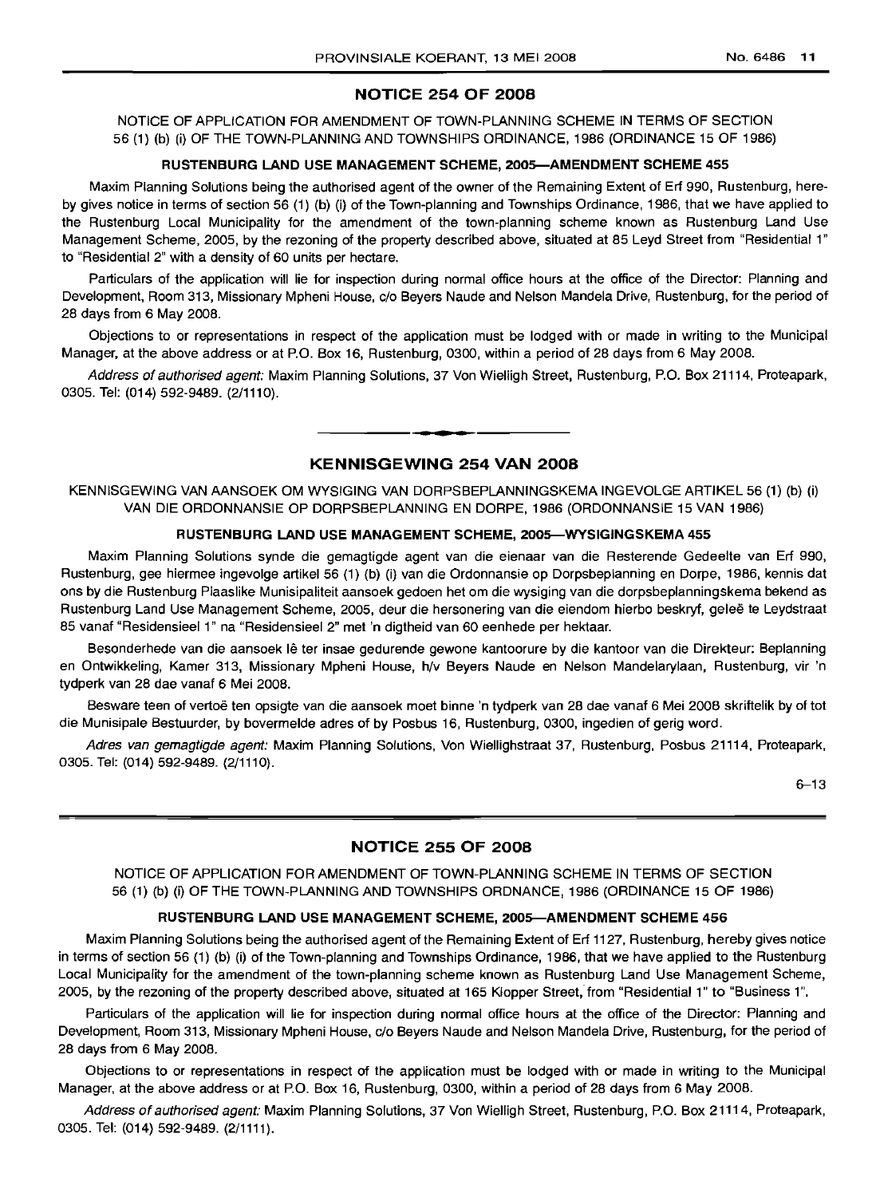## NOTICE 254 OF 2008

NOTICE OF APPLICATION FOR AMENDMENT OF TOWN-PLANNING SCHEME IN TERMS OF SECTION 56 (1) (b) (i) OF THE TOWN-PLANNING AND TOWNSHIPS ORDINANCE, 1986 (ORDINANCE 15 OF 1986)

### RUSTENBURG LAND USE MANAGEMENT SCHEME, 2005—AMENDMENT SCHEME 455

Maxim Planning Solutions being the authorised agent of the owner of the Remaining Extent of Erf 990, Rustenburg, hereby gives notice in terms of section 56 (1) (b) (i) of the Town-planning and Townships Ordinance, 1986, that we have applied to the Rustenburg Local Municipality for the amendment of the town-planning scheme known as Rustenburg Land Use Management Scheme, 2005, by the rezoning of the property described above, situated at 85 Leyd Street from "Residential 1" to "Residential 2" with a density of 60 units per hectare.

Particulars of the application will lie for inspection during normal office hours at the office of the Director: Planning and Development, Room 313, Missionary Mpheni House, c/o Beyers Naude and Nelson Mandela Drive, Rustenburg, for the period of 28 days from 6 May 2008.

Objections to or representations in respect of the application must be lodged with or made in writing to the Municipal Manager, at the above address or at P.O. Box 16, Rustenburg, 0300, within a period of 28 days from 6 May 2008.

*Address of authorised agent:* Maxim Planning Solutions, 37 Von Wielligh Street, Rustenburg, P.O. Box 21114, Proteapark, 0305. Tel: (014) 592-9489. (2/1110).

---

## KENNISGEWING 254 VAN 2008

KENNISGEWING VAN AANSOEK OM WYSIGING VAN DORPSBEPLANNINGSKEMA INGEVOLGE ARTIKEL 56 (1) (b) (i) VAN DIE ORDONNANSIE OP DORPSBEPLANNING EN DORPE, 1986 (ORDONNANSIE 15 VAN 1986)

### RUSTENBURG LAND USE MANAGEMENT SCHEME, 2005—WYSIGINGSKEMA 455

Maxim Planning Solutions synde die gemagtigde agent van die eienaar van die Resterende Gedeelte van Erf 990, Rustenburg, gee hiermee ingevolge artikel 56 (1) (b) (i) van die Ordonnansie op Dorpsbeplanning en Dorpe, 1986, kennis dat ons by die Rustenburg Plaaslike Munisipaliteit aansoek gedoen het om die wysiging van die dorpsbeplanningskema bekend as Rustenburg Land Use Management Scheme, 2005, deur die hersonering van die eiendom hierbo beskryf, geleë te Leydstraat 85 vanaf "Residensieel 1" na "Residensieel 2" met 'n digtheid van 60 eenhede per hektaar.

Besonderhede van die aansoek lê ter insae gedurende gewone kantoorure by die kantoor van die Direkteur: Beplanning en Ontwikkeling, Kamer 313, Missionary Mpheni House, h/v Beyers Naude en Nelson Mandelarylaan, Rustenburg, vir 'n tydperk van 28 dae vanaf 6 Mei 2008.

Besware teen of vertoë ten opsigte van die aansoek moet binne 'n tydperk van 28 dae vanaf 6 Mei 2008 skriftelik by of tot die Munisipale Bestuurder, by bovermelde adres of by Posbus 16, Rustenburg, 0300, ingedien of gerig word.

*Adres van gemagtigde agent:* Maxim Planning Solutions, Von Wiellighstraat 37, Rustenburg, Posbus 21114, Proteapark, 0305. Tel: (014) 592-9489. (2/1110).

6–13

---

## NOTICE 255 OF 2008

NOTICE OF APPLICATION FOR AMENDMENT OF TOWN-PLANNING SCHEME IN TERMS OF SECTION 56 (1) (b) (i) OF THE TOWN-PLANNING AND TOWNSHIPS ORDNANCE, 1986 (ORDINANCE 15 OF 1986)

### RUSTENBURG LAND USE MANAGEMENT SCHEME, 2005—AMENDMENT SCHEME 456

Maxim Planning Solutions being the authorised agent of the Remaining Extent of Erf 1127, Rustenburg, hereby gives notice in terms of section 56 (1) (b) (i) of the Town-planning and Townships Ordinance, 1986, that we have applied to the Rustenburg Local Municipality for the amendment of the town-planning scheme known as Rustenburg Land Use Management Scheme, 2005, by the rezoning of the property described above, situated at 165 Klopper Street, from "Residential 1" to "Business 1".

Particulars of the application will lie for inspection during normal office hours at the office of the Director: Planning and Development, Room 313, Missionary Mpheni House, c/o Beyers Naude and Nelson Mandela Drive, Rustenburg, for the period of 28 days from 6 May 2008.

Objections to or representations in respect of the application must be lodged with or made in writing to the Municipal Manager, at the above address or at P.O. Box 16, Rustenburg, 0300, within a period of 28 days from 6 May 2008.

*Address of authorised agent:* Maxim Planning Solutions, 37 Von Wielligh Street, Rustenburg, P.O. Box 21114, Proteapark, 0305. Tel: (014) 592-9489. (2/1111).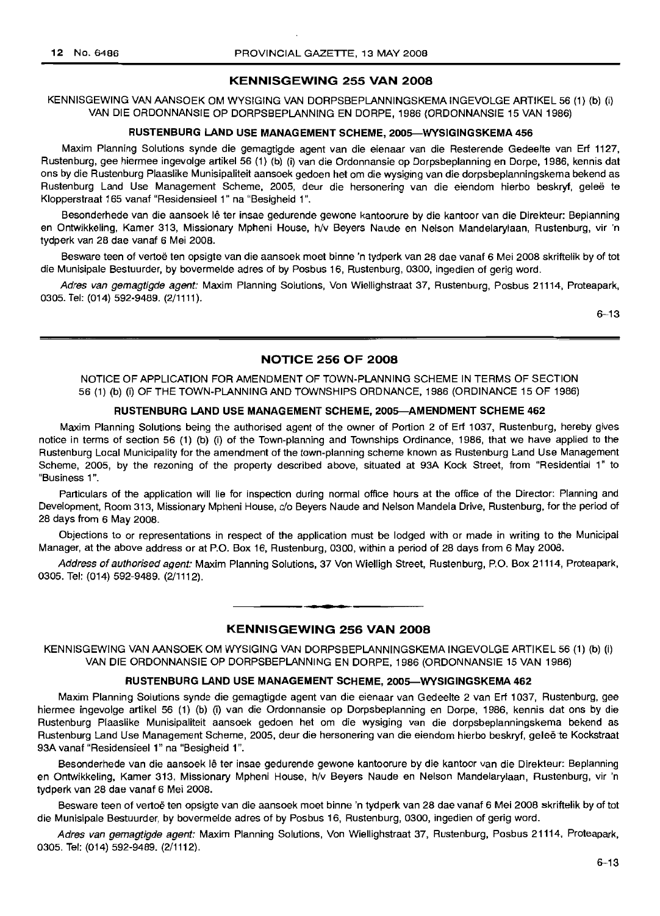## KENNISGEWING 255 VAN 2008

KENNISGEWING VAN AANSOEK OM WYSIGING VAN DORPSBEPLANNINGSKEMA INGEVOLGE ARTIKEL 56 (1) (b) (i) VAN DIE ORDONNANSIE OP DORPSBEPLANNING EN DORPE, 1986 (ORDONNANSIE 15 VAN 1986)

### RUSTENBURG LAND USE MANAGEMENT SCHEME, 2005—WYSIGINGSKEMA 456

Maxim Planning Solutions synde die gemagtigde agent van die eienaar van die Resterende Gedeelte van Erf 1127, Rustenburg, gee hiermee ingevolge artikel 56 (1) (b) (i) van die Ordonnansie op Dorpsbeplanning en Dorpe, 1986, kennis dat ons by die Rustenburg Plaaslike Munisipaliteit aansoek gedoen het om die wysiging van die dorpsbeplanningskema bekend as Rustenburg Land Use Management Scheme, 2005, deur die hersonering van die eiendom hierbo beskryf, geleë te Klopperstraat 165 vanaf "Residensieel 1" na "Besigheid 1".

Besonderhede van die aansoek lê ter insae gedurende gewone kantoorure by die kantoor van die Direkteur: Beplanning en Ontwikkeling, Kamer 313, Missionary Mpheni House, h/v Beyers Naude en Nelson Mandelarylaan, Rustenburg, vir 'n tydperk van 28 dae vanaf 6 Mei 2008.

Besware teen of vertoë ten opsigte van die aansoek moet binne 'n tydperk van 28 dae vanaf 6 Mei 2008 skriftelik by of tot die Munisipale Bestuurder, by bovermelde adres of by Posbus 16, Rustenburg, 0300, ingedien of gerig word.

*Adres van gemagtigde agent:* Maxim Planning Solutions, Von Wiellighstraat 37, Rustenburg, Posbus 21114, Proteapark, 0305. Tel: (014) 592-9489. (2/1111).

6–13

## NOTICE 256 OF 2008

NOTICE OF APPLICATION FOR AMENDMENT OF TOWN-PLANNING SCHEME IN TERMS OF SECTION 56 (1) (b) (i) OF THE TOWN-PLANNING AND TOWNSHIPS ORDNANCE, 1986 (ORDINANCE 15 OF 1986)

### RUSTENBURG LAND USE MANAGEMENT SCHEME, 2005—AMENDMENT SCHEME 462

Maxim Planning Solutions being the authorised agent of the owner of Portion 2 of Erf 1037, Rustenburg, hereby gives notice in terms of section 56 (1) (b) (i) of the Town-planning and Townships Ordinance, 1986, that we have applied to the Rustenburg Local Municipality for the amendment of the town-planning scheme known as Rustenburg Land Use Management Scheme, 2005, by the rezoning of the property described above, situated at 93A Kock Street, from "Residential 1" to "Business 1".

Particulars of the application will lie for inspection during normal office hours at the office of the Director: Planning and Development, Room 313, Missionary Mpheni House, c/o Beyers Naude and Nelson Mandela Drive, Rustenburg, for the period of 28 days from 6 May 2008.

Objections to or representations in respect of the application must be lodged with or made in writing to the Municipal Manager, at the above address or at P.O. Box 16, Rustenburg, 0300, within a period of 28 days from 6 May 2008.

*Address of authorised agent:* Maxim Planning Solutions, 37 Von Wielligh Street, Rustenburg, P.O. Box 21114, Proteapark, 0305. Tel: (014) 592-9489. (2/1112).

## KENNISGEWING 256 VAN 2008

KENNISGEWING VAN AANSOEK OM WYSIGING VAN DORPSBEPLANNINGSKEMA INGEVOLGE ARTIKEL 56 (1) (b) (i) VAN DIE ORDONNANSIE OP DORPSBEPLANNING EN DORPE, 1986 (ORDONNANSIE 15 VAN 1986)

### RUSTENBURG LAND USE MANAGEMENT SCHEME, 2005—WYSIGINGSKEMA 462

Maxim Planning Solutions synde die gemagtigde agent van die eienaar van Gedeelte 2 van Erf 1037, Rustenburg, gee hiermee ingevolge artikel 56 (1) (b) (i) van die Ordonnansie op Dorpsbeplanning en Dorpe, 1986, kennis dat ons by die Rustenburg Plaaslike Munisipaliteit aansoek gedoen het om die wysiging van die dorpsbeplanningskema bekend as Rustenburg Land Use Management Scheme, 2005, deur die hersonering van die eiendom hierbo beskryf, geleë te Kockstraat 93A vanaf "Residensieel 1" na "Besigheid 1".

Besonderhede van die aansoek lê ter insae gedurende gewone kantoorure by die kantoor van die Direkteur: Beplanning en Ontwikkeling, Kamer 313, Missionary Mpheni House, h/v Beyers Naude en Nelson Mandelarylaan, Rustenburg, vir 'n tydperk van 28 dae vanaf 6 Mei 2008.

Besware teen of vertoë ten opsigte van die aansoek moet binne 'n tydperk van 28 dae vanaf 6 Mei 2008 skriftelik by of tot die Munisipale Bestuurder, by bovermelde adres of by Posbus 16, Rustenburg, 0300, ingedien of gerig word.

*Adres van gemagtigde agent:* Maxim Planning Solutions, Von Wiellighstraat 37, Rustenburg, Posbus 21114, Proteapark, 0305. Tel: (014) 592-9489. (2/1112).

6–13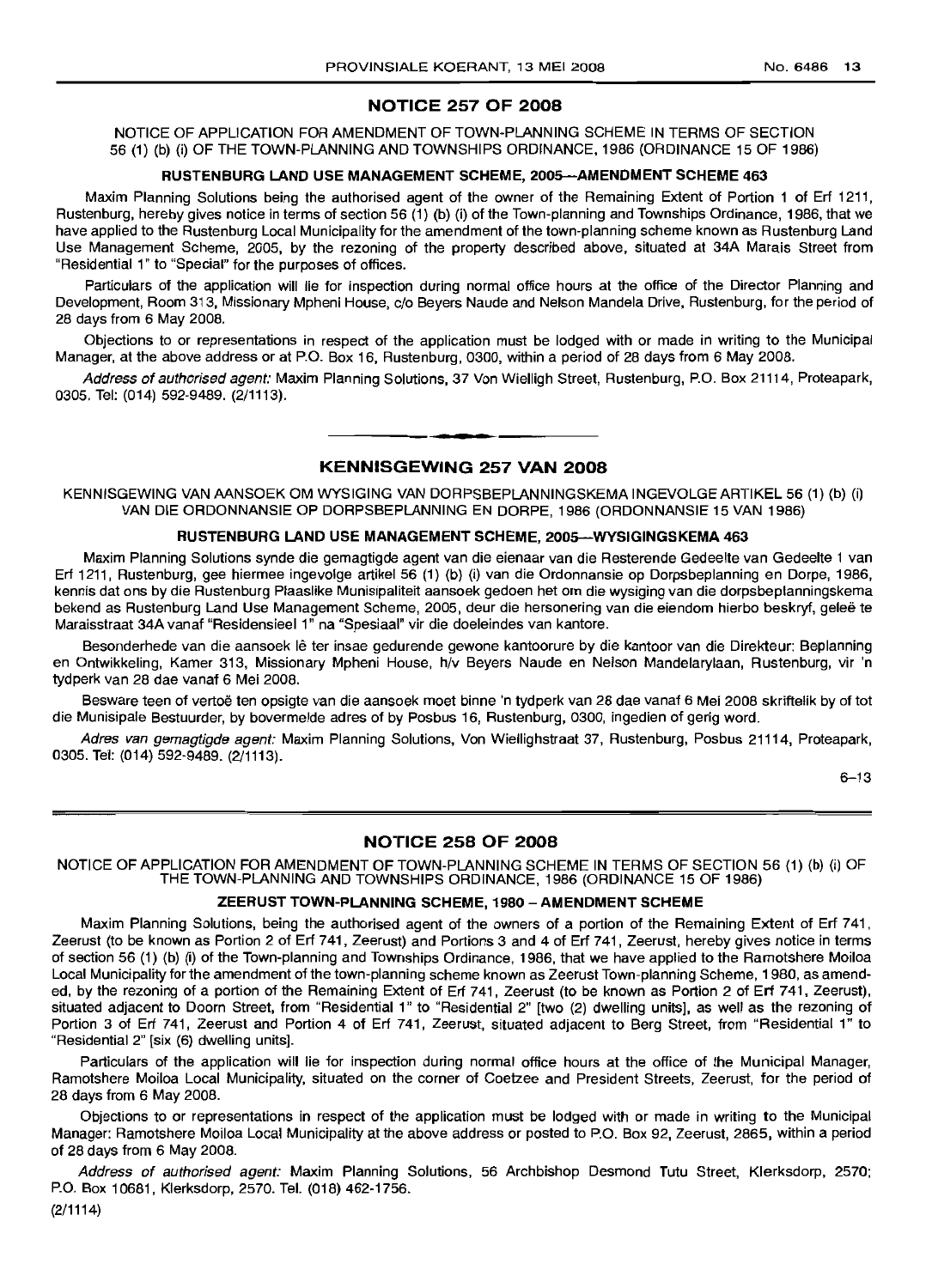## NOTICE 257 OF 2008

NOTICE OF APPLICATION FOR AMENDMENT OF TOWN-PLANNING SCHEME IN TERMS OF SECTION 56 (1) (b) (i) OF THE TOWN-PLANNING AND TOWNSHIPS ORDINANCE, 1986 (ORDINANCE 15 OF 1986)

### RUSTENBURG LAND USE MANAGEMENT SCHEME, 2005—AMENDMENT SCHEME 463

Maxim Planning Solutions being the authorised agent of the owner of the Remaining Extent of Portion 1 of Erf 1211, Rustenburg, hereby gives notice in terms of section 56 (1) (b) (i) of the Town-planning and Townships Ordinance, 1986, that we have applied to the Rustenburg Local Municipality for the amendment of the town-planning scheme known as Rustenburg Land Use Management Scheme, 2005, by the rezoning of the property described above, situated at 34A Marais Street from "Residential 1" to "Special" for the purposes of offices.

Particulars of the application will lie for inspection during normal office hours at the office of the Director Planning and Development, Room 313, Missionary Mpheni House, c/o Beyers Naude and Nelson Mandela Drive, Rustenburg, for the period of 28 days from 6 May 2008.

Objections to or representations in respect of the application must be lodged with or made in writing to the Municipal Manager, at the above address or at P.O. Box 16, Rustenburg, 0300, within a period of 28 days from 6 May 2008.

*Address of authorised agent:* Maxim Planning Solutions, 37 Von Wielligh Street, Rustenburg, P.O. Box 21114, Proteapark, 0305. Tel: (014) 592-9489. (2/1113).

## KENNISGEWING 257 VAN 2008

KENNISGEWING VAN AANSOEK OM WYSIGING VAN DORPSBEPLANNINGSKEMA INGEVOLGE ARTIKEL 56 (1) (b) (i) VAN DIE ORDONNANSIE OP DORPSBEPLANNING EN DORPE, 1986 (ORDONNANSIE 15 VAN 1986)

### RUSTENBURG LAND USE MANAGEMENT SCHEME, 2005—WYSIGINGSKEMA 463

Maxim Planning Solutions synde die gemagtigde agent van die eienaar van die Resterende Gedeelte van Gedeelte 1 van Erf 1211, Rustenburg, gee hiermee ingevolge artikel 56 (1) (b) (i) van die Ordonnansie op Dorpsbeplanning en Dorpe, 1986, kennis dat ons by die Rustenburg Plaaslike Munisipaliteit aansoek gedoen het om die wysiging van die dorpsbeplanningskema bekend as Rustenburg Land Use Management Scheme, 2005, deur die hersonering van die eiendom hierbo beskryf, geleë te Maraisstraat 34A vanaf "Residensieel 1" na "Spesiaal" vir die doeleindes van kantore.

Besonderhede van die aansoek lê ter insae gedurende gewone kantoorure by die kantoor van die Direkteur: Beplanning en Ontwikkeling, Kamer 313, Missionary Mpheni House, h/v Beyers Naude en Nelson Mandelarylaan, Rustenburg, vir 'n tydperk van 28 dae vanaf 6 Mei 2008.

Besware teen of vertoë ten opsigte van die aansoek moet binne 'n tydperk van 28 dae vanaf 6 Mei 2008 skriftelik by of tot die Munisipale Bestuurder, by bovermelde adres of by Posbus 16, Rustenburg, 0300, ingedien of gerig word.

*Adres van gemagtigde agent:* Maxim Planning Solutions, Von Wiellighstraat 37, Rustenburg, Posbus 21114, Proteapark, 0305. Tel: (014) 592-9489. (2/1113).

6–13

## NOTICE 258 OF 2008

NOTICE OF APPLICATION FOR AMENDMENT OF TOWN-PLANNING SCHEME IN TERMS OF SECTION 56 (1) (b) (i) OF THE TOWN-PLANNING AND TOWNSHIPS ORDINANCE, 1986 (ORDINANCE 15 OF 1986)

### ZEERUST TOWN-PLANNING SCHEME, 1980 – AMENDMENT SCHEME

Maxim Planning Solutions, being the authorised agent of the owners of a portion of the Remaining Extent of Erf 741, Zeerust (to be known as Portion 2 of Erf 741, Zeerust) and Portions 3 and 4 of Erf 741, Zeerust, hereby gives notice in terms of section 56 (1) (b) (i) of the Town-planning and Townships Ordinance, 1986, that we have applied to the Ramotshere Moiloa Local Municipality for the amendment of the town-planning scheme known as Zeerust Town-planning Scheme, 1980, as amended, by the rezoning of a portion of the Remaining Extent of Erf 741, Zeerust (to be known as Portion 2 of Erf 741, Zeerust), situated adjacent to Doorn Street, from "Residential 1" to "Residential 2" [two (2) dwelling units], as well as the rezoning of Portion 3 of Erf 741, Zeerust and Portion 4 of Erf 741, Zeerust, situated adjacent to Berg Street, from "Residential 1" to "Residential 2" [six (6) dwelling units].

Particulars of the application will lie for inspection during normal office hours at the office of the Municipal Manager, Ramotshere Moiloa Local Municipality, situated on the corner of Coetzee and President Streets, Zeerust, for the period of 28 days from 6 May 2008.

Objections to or representations in respect of the application must be lodged with or made in writing to the Municipal Manager: Ramotshere Moiloa Local Municipality at the above address or posted to P.O. Box 92, Zeerust, 2865, within a period of 28 days from 6 May 2008.

*Address of authorised agent:* Maxim Planning Solutions, 56 Archbishop Desmond Tutu Street, Klerksdorp, 2570; P.O. Box 10681, Klerksdorp, 2570. Tel. (018) 462-1756.

(2/1114)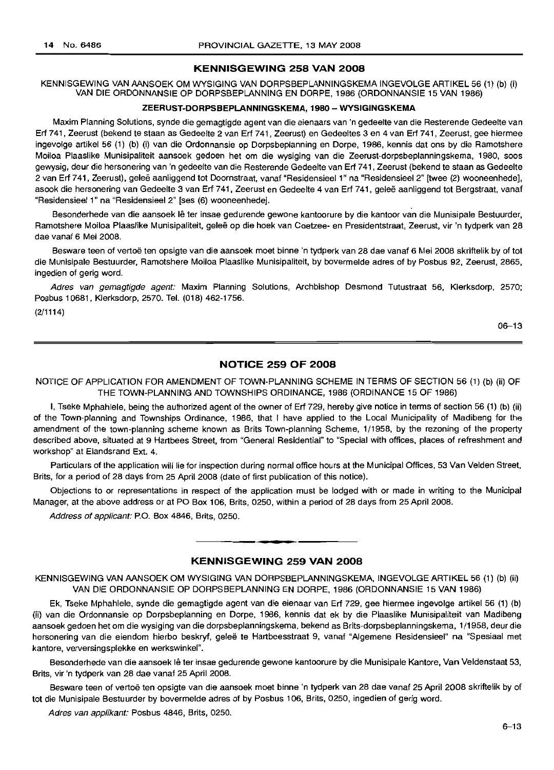## KENNISGEWING 258 VAN 2008

KENNISGEWING VAN AANSOEK OM WYSIGING VAN DORPSBEPLANNINGSKEMA INGEVOLGE ARTIKEL 56 (1) (b) (i) VAN DIE ORDONNANSIE OP DORPSBEPLANNING EN DORPE, 1986 (ORDONNANSIE 15 VAN 1986)

**ZEERUST-DORPSBEPLANNINGSKEMA, 1980 – WYSIGINGSKEMA**

Maxim Planning Solutions, synde die gemagtigde agent van die eienaars van 'n gedeelte van die Resterende Gedeelte van Erf 741, Zeerust (bekend te staan as Gedeelte 2 van Erf 741, Zeerust) en Gedeeltes 3 en 4 van Erf 741, Zeerust, gee hiermee ingevolge artikel 56 (1) (b) (i) van die Ordonnansie op Dorpsbeplanning en Dorpe, 1986, kennis dat ons by die Ramotshere Moiloa Plaaslike Munisipaliteit aansoek gedoen het om die wysiging van die Zeerust-dorpsbeplanningskema, 1980, soos gewysig, deur die hersonering van 'n gedeelte van die Resterende Gedeelte van Erf 741, Zeerust (bekend te staan as Gedeelte 2 van Erf 741, Zeerust), geleë aanliggend tot Doornstraat, vanaf "Residensieel 1" na "Residensieel 2" [twee (2) wooneenhede], asook die hersonering van Gedeelte 3 van Erf 741, Zeerust en Gedeelte 4 van Erf 741, geleë aanliggend tot Bergstraat, vanaf "Residensieel 1" na "Residensieel 2" [ses (6) wooneenhede].

Besonderhede van die aansoek lê ter insae gedurende gewone kantoorure by die kantoor van die Munisipale Bestuurder, Ramotshere Moiloa Plaaslike Munisipaliteit, geleë op die hoek van Coetzee- en Presidentstraat, Zeerust, vir 'n tydperk van 28 dae vanaf 6 Mei 2008.

Besware teen of vertoë ten opsigte van die aansoek moet binne 'n tydperk van 28 dae vanaf 6 Mei 2008 skriftelik by of tot die Munisipale Bestuurder, Ramotshere Moiloa Plaaslike Munisipaliteit, by bovermelde adres of by Posbus 92, Zeerust, 2865, ingedien of gerig word.

*Adres van gemagtigde agent:* Maxim Planning Solutions, Archbishop Desmond Tutustraat 56, Klerksdorp, 2570; Posbus 10681, Klerksdorp, 2570. Tel. (018) 462-1756.

(2/1114)

06–13

## NOTICE 259 OF 2008

NOTICE OF APPLICATION FOR AMENDMENT OF TOWN-PLANNING SCHEME IN TERMS OF SECTION 56 (1) (b) (ii) OF THE TOWN-PLANNING AND TOWNSHIPS ORDINANCE, 1986 (ORDINANCE 15 OF 1986)

I, Tseke Mphahlele, being the authorized agent of the owner of Erf 729, hereby give notice in terms of section 56 (1) (b) (ii) of the Town-planning and Townships Ordinance, 1986, that I have applied to the Local Municipality of Madibeng for the amendment of the town-planning scheme known as Brits Town-planning Scheme, 1/1958, by the rezoning of the property described above, situated at 9 Hartbees Street, from "General Residential" to "Special with offices, places of refreshment and workshop" at Elandsrand Ext. 4.

Particulars of the application will lie for inspection during normal office hours at the Municipal Offices, 53 Van Velden Street, Brits, for a period of 28 days from 25 April 2008 (date of first publication of this notice).

Objections to or representations in respect of the application must be lodged with or made in writing to the Municipal Manager, at the above address or at PO Box 106, Brits, 0250, within a period of 28 days from 25 April 2008.

*Address of applicant:* P.O. Box 4846, Brits, 0250.

## KENNISGEWING 259 VAN 2008

KENNISGEWING VAN AANSOEK OM WYSIGING VAN DORPSBEPLANNINGSKEMA, INGEVOLGE ARTIKEL 56 (1) (b) (ii) VAN DIE ORDONNANSIE OP DORPSBEPLANNING EN DORPE, 1986 (ORDONNANSIE 15 VAN 1986)

Ek, Tseke Mphahlele, synde die gemagtigde agent van die eienaar van Erf 729, gee hiermee ingevolge artikel 56 (1) (b) (ii) van die Ordonnansie op Dorpsbeplanning en Dorpe, 1986, kennis dat ek by die Plaaslike Munisipaliteit van Madibeng aansoek gedoen het om die wysiging van die dorpsbeplanningskema, bekend as Brits-dorpsbeplanningskema, 1/1958, deur die hersonering van die eiendom hierbo beskryf, geleë te Hartbeesstraat 9, vanaf "Algemene Residensieel" na "Spesiaal met kantore, verversingsplekke en werkswinkel".

Besonderhede van die aansoek lê ter insae gedurende gewone kantoorure by die Munisipale Kantore, Van Veldenstaat 53, Brits, vir 'n tydperk van 28 dae vanaf 25 April 2008.

Besware teen of vertoë ten opsigte van die aansoek moet binne 'n tydperk van 28 dae vanaf 25 April 2008 skriftelik by of tot die Munisipale Bestuurder by bovermelde adres of by Posbus 106, Brits, 0250, ingedien of gerig word.

*Adres van applikant:* Posbus 4846, Brits, 0250.

6–13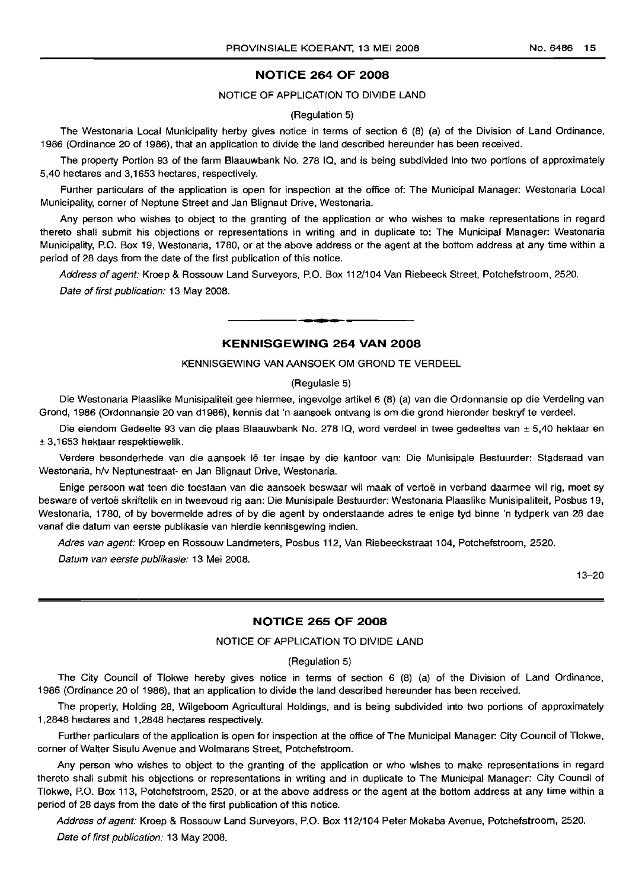## NOTICE 264 OF 2008

NOTICE OF APPLICATION TO DIVIDE LAND

(Regulation 5)

The Westonaria Local Municipality herby gives notice in terms of section 6 (8) (a) of the Division of Land Ordinance, 1986 (Ordinance 20 of 1986), that an application to divide the land described hereunder has been received.

The property Portion 93 of the farm Blaauwbank No. 278 IQ, and is being subdivided into two portions of approximately 5,40 hectares and 3,1653 hectares, respectively.

Further particulars of the application is open for inspection at the office of: The Municipal Manager: Westonaria Local Municipality, corner of Neptune Street and Jan Blignaut Drive, Westonaria.

Any person who wishes to object to the granting of the application or who wishes to make representations in regard thereto shall submit his objections or representations in writing and in duplicate to: The Municipal Manager: Westonaria Municipality, P.O. Box 19, Westonaria, 1780, or at the above address or the agent at the bottom address at any time within a period of 28 days from the date of the first publication of this notice.

*Address of agent:* Kroep & Rossouw Land Surveyors, P.O. Box 112/104 Van Riebeeck Street, Potchefstroom, 2520.

*Date of first publication:* 13 May 2008.

## KENNISGEWING 264 VAN 2008

KENNISGEWING VAN AANSOEK OM GROND TE VERDEEL

(Regulasie 5)

Die Westonaria Plaaslike Munisipaliteit gee hiermee, ingevolge artikel 6 (8) (a) van die Ordonnansie op die Verdeling van Grond, 1986 (Ordonnansie 20 van d1986), kennis dat 'n aansoek ontvang is om die grond hieronder beskryf te verdeel.

Die eiendom Gedeelte 93 van die plaas Blaauwbank No. 278 IQ, word verdeel in twee gedeeltes van ± 5,40 hektaar en ± 3,1653 hektaar respektiewelik.

Verdere besonderhede van die aansoek lê ter insae by die kantoor van: Die Munisipale Bestuurder: Stadsraad van Westonaria, h/v Neptunestraat- en Jan Blignaut Drive, Westonaria.

Enige persoon wat teen die toestaan van die aansoek beswaar wil maak of vertoë in verband daarmee wil rig, moet sy besware of vertoë skriftelik en in tweevoud rig aan: Die Munisipale Bestuurder: Westonaria Plaaslike Munisipaliteit, Posbus 19, Westonaria, 1780, of by bovermelde adres of by die agent by onderstaande adres te enige tyd binne 'n tydperk van 28 dae vanaf die datum van eerste publikasie van hierdie kennisgewing indien.

*Adres van agent:* Kroep en Rossouw Landmeters, Posbus 112, Van Riebeeckstraat 104, Potchefstroom, 2520.

*Datum van eerste publikasie:* 13 Mei 2008.

13–20

## NOTICE 265 OF 2008

NOTICE OF APPLICATION TO DIVIDE LAND

(Regulation 5)

The City Council of Tlokwe hereby gives notice in terms of section 6 (8) (a) of the Division of Land Ordinance, 1986 (Ordinance 20 of 1986), that an application to divide the land described hereunder has been received.

The property, Holding 28, Wilgeboom Agricultural Holdings, and is being subdivided into two portions of approximately 1,2848 hectares and 1,2848 hectares respectively.

Further particulars of the application is open for inspection at the office of The Municipal Manager: City Council of Tlokwe, corner of Walter Sisulu Avenue and Wolmarans Street, Potchefstroom.

Any person who wishes to object to the granting of the application or who wishes to make representations in regard thereto shall submit his objections or representations in writing and in duplicate to The Municipal Manager: City Council of Tlokwe, P.O. Box 113, Potchefstroom, 2520, or at the above address or the agent at the bottom address at any time within a period of 28 days from the date of the first publication of this notice.

*Address of agent:* Kroep & Rossouw Land Surveyors, P.O. Box 112/104 Peter Mokaba Avenue, Potchefstroom, 2520.

*Date of first publication:* 13 May 2008.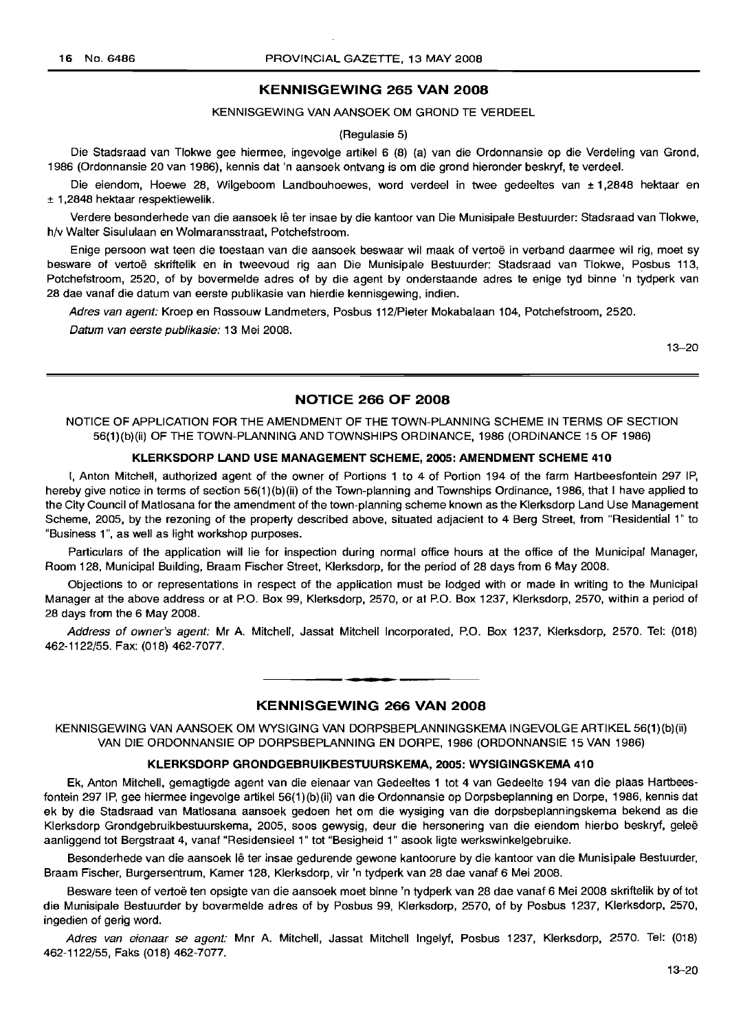## KENNISGEWING 265 VAN 2008

KENNISGEWING VAN AANSOEK OM GROND TE VERDEEL

(Regulasie 5)

Die Stadsraad van Tlokwe gee hiermee, ingevolge artikel 6 (8) (a) van die Ordonnansie op die Verdeling van Grond, 1986 (Ordonnansie 20 van 1986), kennis dat 'n aansoek ontvang is om die grond hieronder beskryf, te verdeel.

Die eiendom, Hoewe 28, Wilgeboom Landbouhoewes, word verdeel in twee gedeeltes van ± 1,2848 hektaar en ± 1,2848 hektaar respektiewelik.

Verdere besonderhede van die aansoek lê ter insae by die kantoor van Die Munisipale Bestuurder: Stadsraad van Tlokwe, h/v Walter Sisululaan en Wolmaransstraat, Potchefstroom.

Enige persoon wat teen die toestaan van die aansoek beswaar wil maak of vertoë in verband daarmee wil rig, moet sy besware of vertoë skriftelik en in tweevoud rig aan Die Munisipale Bestuurder: Stadsraad van Tlokwe, Posbus 113, Potchefstroom, 2520, of by bovermelde adres of by die agent by onderstaande adres te enige tyd binne 'n tydperk van 28 dae vanaf die datum van eerste publikasie van hierdie kennisgewing, indien.

*Adres van agent:* Kroep en Rossouw Landmeters, Posbus 112/Pieter Mokabalaan 104, Potchefstroom, 2520.

*Datum van eerste publikasie:* 13 Mei 2008.

13–20

## NOTICE 266 OF 2008

NOTICE OF APPLICATION FOR THE AMENDMENT OF THE TOWN-PLANNING SCHEME IN TERMS OF SECTION 56(1)(b)(ii) OF THE TOWN-PLANNING AND TOWNSHIPS ORDINANCE, 1986 (ORDINANCE 15 OF 1986)

**KLERKSDORP LAND USE MANAGEMENT SCHEME, 2005: AMENDMENT SCHEME 410**

I, Anton Mitchell, authorized agent of the owner of Portions 1 to 4 of Portion 194 of the farm Hartbeesfontein 297 IP, hereby give notice in terms of section 56(1)(b)(ii) of the Town-planning and Townships Ordinance, 1986, that I have applied to the City Council of Matlosana for the amendment of the town-planning scheme known as the Klerksdorp Land Use Management Scheme, 2005, by the rezoning of the property described above, situated adjacent to 4 Berg Street, from "Residential 1" to "Business 1", as well as light workshop purposes.

Particulars of the application will lie for inspection during normal office hours at the office of the Municipal Manager, Room 128, Municipal Building, Braam Fischer Street, Klerksdorp, for the period of 28 days from 6 May 2008.

Objections to or representations in respect of the application must be lodged with or made in writing to the Municipal Manager at the above address or at P.O. Box 99, Klerksdorp, 2570, or at P.O. Box 1237, Klerksdorp, 2570, within a period of 28 days from the 6 May 2008.

*Address of owner's agent:* Mr A. Mitchell, Jassat Mitchell Incorporated, P.O. Box 1237, Klerksdorp, 2570. Tel: (018) 462-1122/55. Fax: (018) 462-7077.

## KENNISGEWING 266 VAN 2008

KENNISGEWING VAN AANSOEK OM WYSIGING VAN DORPSBEPLANNINGSKEMA INGEVOLGE ARTIKEL 56(1)(b)(ii) VAN DIE ORDONNANSIE OP DORPSBEPLANNING EN DORPE, 1986 (ORDONNANSIE 15 VAN 1986)

**KLERKSDORP GRONDGEBRUIKBESTUURSKEMA, 2005: WYSIGINGSKEMA 410**

Ek, Anton Mitchell, gemagtigde agent van die eienaar van Gedeeltes 1 tot 4 van Gedeelte 194 van die plaas Hartbeesfontein 297 IP, gee hiermee ingevolge artikel 56(1)(b)(ii) van die Ordonnansie op Dorpsbeplanning en Dorpe, 1986, kennis dat ek by die Stadsraad van Matlosana aansoek gedoen het om die wysiging van die dorpsbeplanningskema bekend as die Klerksdorp Grondgebruikbestuurskema, 2005, soos gewysig, deur die hersonering van die eiendom hierbo beskryf, geleë aanliggend tot Bergstraat 4, vanaf "Residensieel 1" tot "Besigheid 1" asook ligte werkswinkelgebruike.

Besonderhede van die aansoek lê ter insae gedurende gewone kantoorure by die kantoor van die Munisipale Bestuurder, Braam Fischer, Burgersentrum, Kamer 128, Klerksdorp, vir 'n tydperk van 28 dae vanaf 6 Mei 2008.

Besware teen of vertoë ten opsigte van die aansoek moet binne 'n tydperk van 28 dae vanaf 6 Mei 2008 skriftelik by of tot die Munisipale Bestuurder by bovermelde adres of by Posbus 99, Klerksdorp, 2570, of by Posbus 1237, Klerksdorp, 2570, ingedien of gerig word.

*Adres van eienaar se agent:* Mnr A. Mitchell, Jassat Mitchell Ingelyf, Posbus 1237, Klerksdorp, 2570. Tel: (018) 462-1122/55, Faks (018) 462-7077.

13–20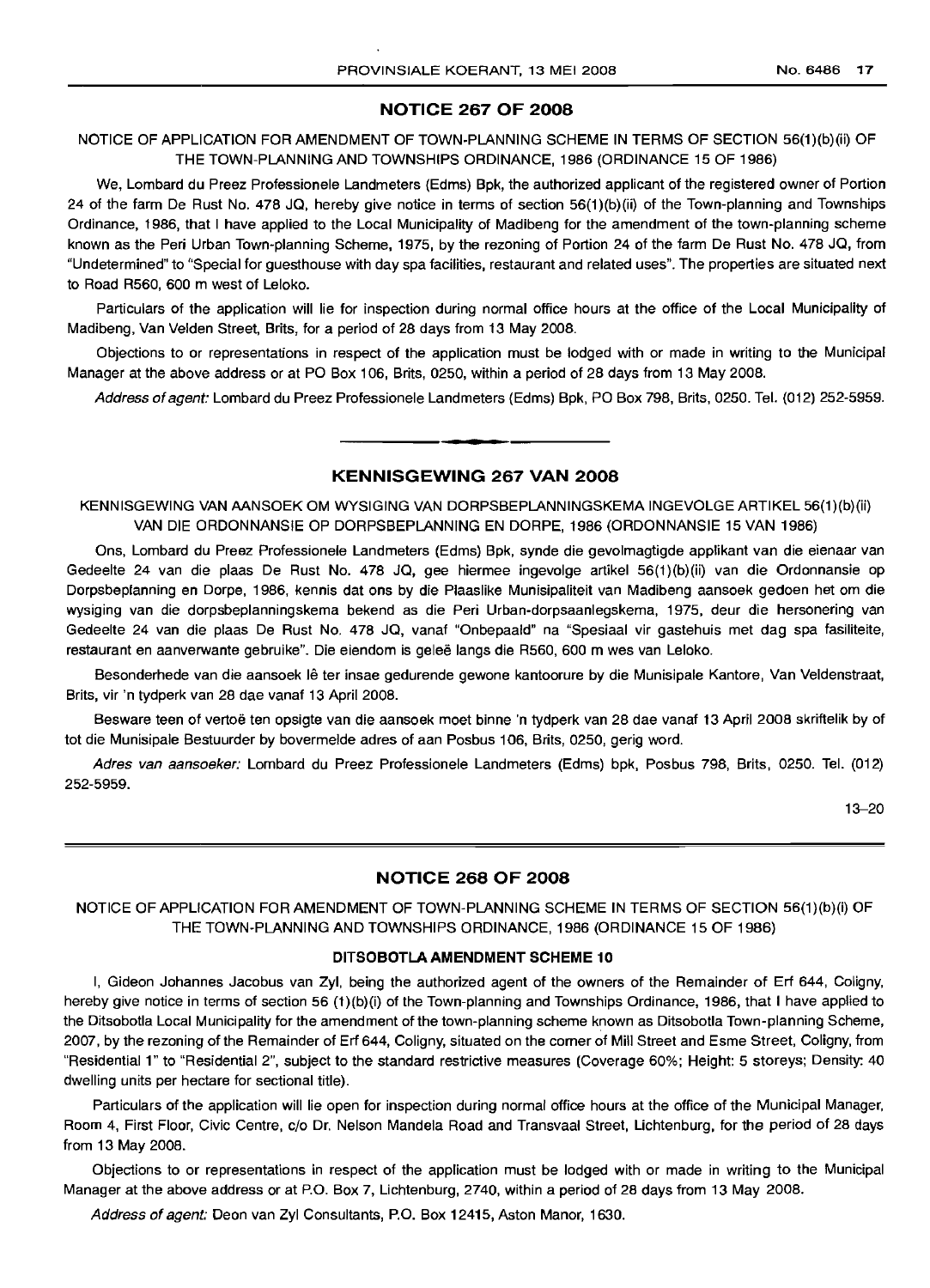## NOTICE 267 OF 2008

NOTICE OF APPLICATION FOR AMENDMENT OF TOWN-PLANNING SCHEME IN TERMS OF SECTION 56(1)(b)(ii) OF THE TOWN-PLANNING AND TOWNSHIPS ORDINANCE, 1986 (ORDINANCE 15 OF 1986)

We, Lombard du Preez Professionele Landmeters (Edms) Bpk, the authorized applicant of the registered owner of Portion 24 of the farm De Rust No. 478 JQ, hereby give notice in terms of section 56(1)(b)(ii) of the Town-planning and Townships Ordinance, 1986, that I have applied to the Local Municipality of Madibeng for the amendment of the town-planning scheme known as the Peri Urban Town-planning Scheme, 1975, by the rezoning of Portion 24 of the farm De Rust No. 478 JQ, from "Undetermined" to "Special for guesthouse with day spa facilities, restaurant and related uses". The properties are situated next to Road R560, 600 m west of Leloko.

Particulars of the application will lie for inspection during normal office hours at the office of the Local Municipality of Madibeng, Van Velden Street, Brits, for a period of 28 days from 13 May 2008.

Objections to or representations in respect of the application must be lodged with or made in writing to the Municipal Manager at the above address or at PO Box 106, Brits, 0250, within a period of 28 days from 13 May 2008.

*Address of agent:* Lombard du Preez Professionele Landmeters (Edms) Bpk, PO Box 798, Brits, 0250. Tel. (012) 252-5959.

---

## KENNISGEWING 267 VAN 2008

KENNISGEWING VAN AANSOEK OM WYSIGING VAN DORPSBEPLANNINGSKEMA INGEVOLGE ARTIKEL 56(1)(b)(ii) VAN DIE ORDONNANSIE OP DORPSBEPLANNING EN DORPE, 1986 (ORDONNANSIE 15 VAN 1986)

Ons, Lombard du Preez Professionele Landmeters (Edms) Bpk, synde die gevolmagtigde applikant van die eienaar van Gedeelte 24 van die plaas De Rust No. 478 JQ, gee hiermee ingevolge artikel 56(1)(b)(ii) van die Ordonnansie op Dorpsbeplanning en Dorpe, 1986, kennis dat ons by die Plaaslike Munisipaliteit van Madibeng aansoek gedoen het om die wysiging van die dorpsbeplanningskema bekend as die Peri Urban-dorpsaanlegskema, 1975, deur die hersonering van Gedeelte 24 van die plaas De Rust No. 478 JQ, vanaf "Onbepaald" na "Spesiaal vir gastehuis met dag spa fasiliteite, restaurant en aanverwante gebruike". Die eiendom is geleë langs die R560, 600 m wes van Leloko.

Besonderhede van die aansoek lê ter insae gedurende gewone kantoorure by die Munisipale Kantore, Van Veldenstraat, Brits, vir 'n tydperk van 28 dae vanaf 13 April 2008.

Besware teen of vertoë ten opsigte van die aansoek moet binne 'n tydperk van 28 dae vanaf 13 April 2008 skriftelik by of tot die Munisipale Bestuurder by bovermelde adres of aan Posbus 106, Brits, 0250, gerig word.

*Adres van aansoeker:* Lombard du Preez Professionele Landmeters (Edms) bpk, Posbus 798, Brits, 0250. Tel. (012) 252-5959.

13–20

---

## NOTICE 268 OF 2008

NOTICE OF APPLICATION FOR AMENDMENT OF TOWN-PLANNING SCHEME IN TERMS OF SECTION 56(1)(b)(i) OF THE TOWN-PLANNING AND TOWNSHIPS ORDINANCE, 1986 (ORDINANCE 15 OF 1986)

### DITSOBOTLA AMENDMENT SCHEME 10

I, Gideon Johannes Jacobus van Zyl, being the authorized agent of the owners of the Remainder of Erf 644, Coligny, hereby give notice in terms of section 56 (1)(b)(i) of the Town-planning and Townships Ordinance, 1986, that I have applied to the Ditsobotla Local Municipality for the amendment of the town-planning scheme known as Ditsobotla Town-planning Scheme, 2007, by the rezoning of the Remainder of Erf 644, Coligny, situated on the corner of Mill Street and Esme Street, Coligny, from "Residential 1" to "Residential 2", subject to the standard restrictive measures (Coverage 60%; Height: 5 storeys; Density: 40 dwelling units per hectare for sectional title).

Particulars of the application will lie open for inspection during normal office hours at the office of the Municipal Manager, Room 4, First Floor, Civic Centre, c/o Dr. Nelson Mandela Road and Transvaal Street, Lichtenburg, for the period of 28 days from 13 May 2008.

Objections to or representations in respect of the application must be lodged with or made in writing to the Municipal Manager at the above address or at P.O. Box 7, Lichtenburg, 2740, within a period of 28 days from 13 May 2008.

*Address of agent:* Deon van Zyl Consultants, P.O. Box 12415, Aston Manor, 1630.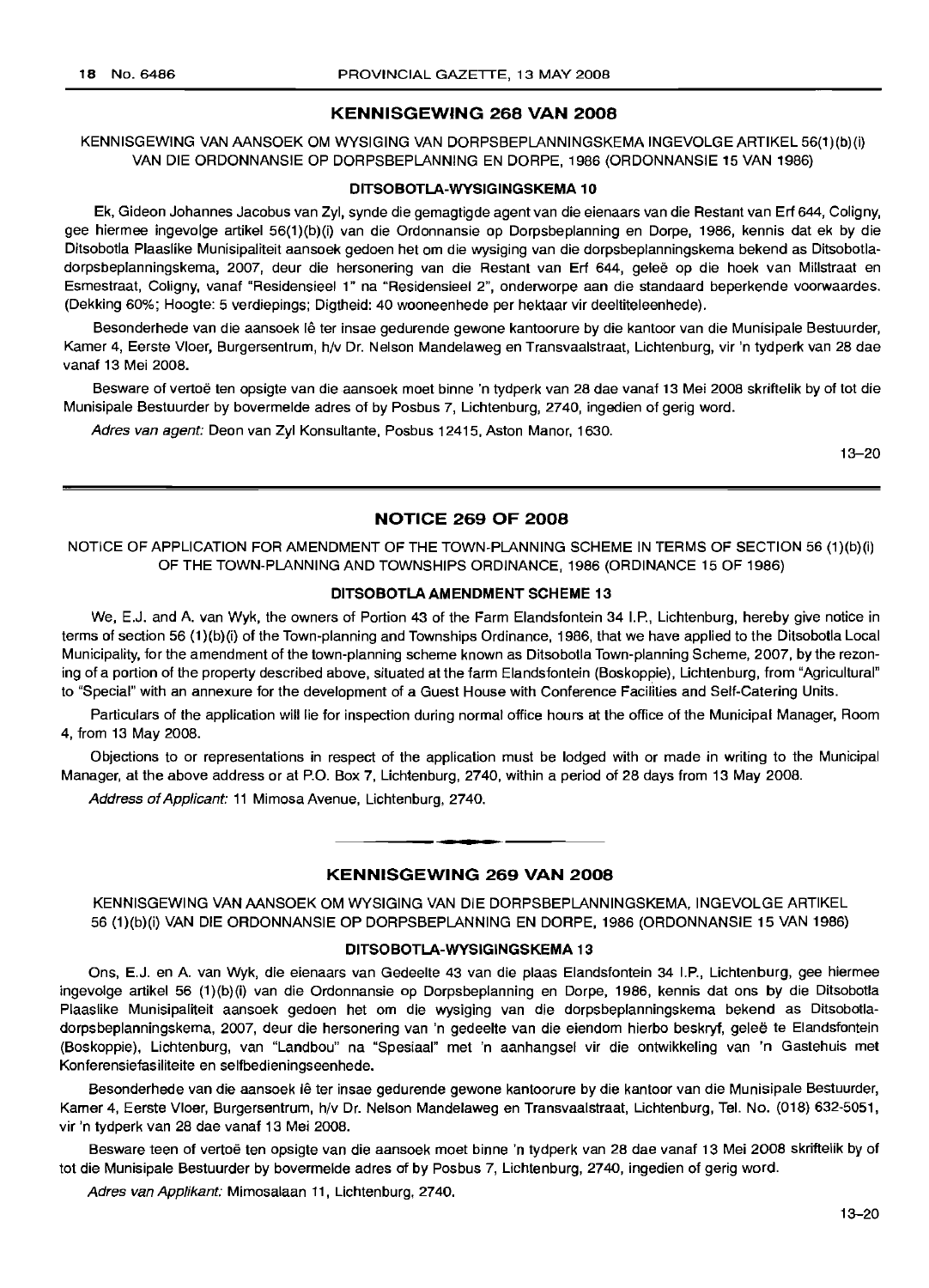## KENNISGEWING 268 VAN 2008

KENNISGEWING VAN AANSOEK OM WYSIGING VAN DORPSBEPLANNINGSKEMA INGEVOLGE ARTIKEL 56(1)(b)(i) VAN DIE ORDONNANSIE OP DORPSBEPLANNING EN DORPE, 1986 (ORDONNANSIE 15 VAN 1986)

### DITSOBOTLA-WYSIGINGSKEMA 10

Ek, Gideon Johannes Jacobus van Zyl, synde die gemagtigde agent van die eienaars van die Restant van Erf 644, Coligny, gee hiermee ingevolge artikel 56(1)(b)(i) van die Ordonnansie op Dorpsbeplanning en Dorpe, 1986, kennis dat ek by die Ditsobotla Plaaslike Munisipaliteit aansoek gedoen het om die wysiging van die dorpsbeplanningskema bekend as Ditsobotla-dorpsbeplanningskema, 2007, deur die hersonering van die Restant van Erf 644, geleë op die hoek van Millstraat en Esmestraat, Coligny, vanaf "Residensieel 1" na "Residensieel 2", onderworpe aan die standaard beperkende voorwaardes. (Dekking 60%; Hoogte: 5 verdiepings; Digtheid: 40 wooneenhede per hektaar vir deeltiteleenhede).

Besonderhede van die aansoek lê ter insae gedurende gewone kantoorure by die kantoor van die Munisipale Bestuurder, Kamer 4, Eerste Vloer, Burgersentrum, h/v Dr. Nelson Mandelaweg en Transvaalstraat, Lichtenburg, vir 'n tydperk van 28 dae vanaf 13 Mei 2008.

Besware of vertoë ten opsigte van die aansoek moet binne 'n tydperk van 28 dae vanaf 13 Mei 2008 skriftelik by of tot die Munisipale Bestuurder by bovermelde adres of by Posbus 7, Lichtenburg, 2740, ingedien of gerig word.

*Adres van agent:* Deon van Zyl Konsultante, Posbus 12415, Aston Manor, 1630.

13–20

---

## NOTICE 269 OF 2008

NOTICE OF APPLICATION FOR AMENDMENT OF THE TOWN-PLANNING SCHEME IN TERMS OF SECTION 56 (1)(b)(i) OF THE TOWN-PLANNING AND TOWNSHIPS ORDINANCE, 1986 (ORDINANCE 15 OF 1986)

### DITSOBOTLA AMENDMENT SCHEME 13

We, E.J. and A. van Wyk, the owners of Portion 43 of the Farm Elandsfontein 34 I.P., Lichtenburg, hereby give notice in terms of section 56 (1)(b)(i) of the Town-planning and Townships Ordinance, 1986, that we have applied to the Ditsobotla Local Municipality, for the amendment of the town-planning scheme known as Ditsobotla Town-planning Scheme, 2007, by the rezoning of a portion of the property described above, situated at the farm Elandsfontein (Boskoppie), Lichtenburg, from "Agricultural" to "Special" with an annexure for the development of a Guest House with Conference Facilities and Self-Catering Units.

Particulars of the application will lie for inspection during normal office hours at the office of the Municipal Manager, Room 4, from 13 May 2008.

Objections to or representations in respect of the application must be lodged with or made in writing to the Municipal Manager, at the above address or at P.O. Box 7, Lichtenburg, 2740, within a period of 28 days from 13 May 2008.

*Address of Applicant:* 11 Mimosa Avenue, Lichtenburg, 2740.

---

## KENNISGEWING 269 VAN 2008

KENNISGEWING VAN AANSOEK OM WYSIGING VAN DIE DORPSBEPLANNINGSKEMA, INGEVOLGE ARTIKEL 56 (1)(b)(i) VAN DIE ORDONNANSIE OP DORPSBEPLANNING EN DORPE, 1986 (ORDONNANSIE 15 VAN 1986)

### DITSOBOTLA-WYSIGINGSKEMA 13

Ons, E.J. en A. van Wyk, die eienaars van Gedeelte 43 van die plaas Elandsfontein 34 I.P., Lichtenburg, gee hiermee ingevolge artikel 56 (1)(b)(i) van die Ordonnansie op Dorpsbeplanning en Dorpe, 1986, kennis dat ons by die Ditsobotla Plaaslike Munisipaliteit aansoek gedoen het om die wysiging van die dorpsbeplanningskema bekend as Ditsobotla-dorpsbeplanningskema, 2007, deur die hersonering van 'n gedeelte van die eiendom hierbo beskryf, geleë te Elandsfontein (Boskoppie), Lichtenburg, van "Landbou" na "Spesiaal" met 'n aanhangsel vir die ontwikkeling van 'n Gastehuis met Konferensiefasiliteite en selfbedieningseenhede.

Besonderhede van die aansoek lê ter insae gedurende gewone kantoorure by die kantoor van die Munisipale Bestuurder, Kamer 4, Eerste Vloer, Burgersentrum, h/v Dr. Nelson Mandelaweg en Transvaalstraat, Lichtenburg, Tel. No. (018) 632-5051, vir 'n tydperk van 28 dae vanaf 13 Mei 2008.

Besware teen of vertoë ten opsigte van die aansoek moet binne 'n tydperk van 28 dae vanaf 13 Mei 2008 skriftelik by of tot die Munisipale Bestuurder by bovermelde adres of by Posbus 7, Lichtenburg, 2740, ingedien of gerig word.

*Adres van Applikant:* Mimosalaan 11, Lichtenburg, 2740.

13–20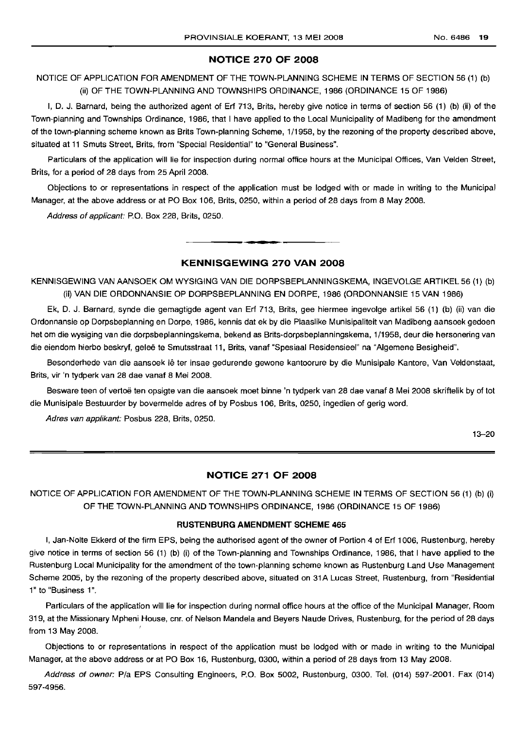## NOTICE 270 OF 2008

NOTICE OF APPLICATION FOR AMENDMENT OF THE TOWN-PLANNING SCHEME IN TERMS OF SECTION 56 (1) (b) (ii) OF THE TOWN-PLANNING AND TOWNSHIPS ORDINANCE, 1986 (ORDINANCE 15 OF 1986)

I, D. J. Barnard, being the authorized agent of Erf 713, Brits, hereby give notice in terms of section 56 (1) (b) (ii) of the Town-planning and Townships Ordinance, 1986, that I have applied to the Local Municipality of Madibeng for the amendment of the town-planning scheme known as Brits Town-planning Scheme, 1/1958, by the rezoning of the property described above, situated at 11 Smuts Street, Brits, from "Special Residential" to "General Business".

Particulars of the application will lie for inspection during normal office hours at the Municipal Offices, Van Velden Street, Brits, for a period of 28 days from 25 April 2008.

Objections to or representations in respect of the application must be lodged with or made in writing to the Municipal Manager, at the above address or at PO Box 106, Brits, 0250, within a period of 28 days from 8 May 2008.

*Address of applicant:* P.O. Box 228, Brits, 0250.

---

## KENNISGEWING 270 VAN 2008

KENNISGEWING VAN AANSOEK OM WYSIGING VAN DIE DORPSBEPLANNINGSKEMA, INGEVOLGE ARTIKEL 56 (1) (b) (ii) VAN DIE ORDONNANSIE OP DORPSBEPLANNING EN DORPE, 1986 (ORDONNANSIE 15 VAN 1986)

Ek, D. J. Barnard, synde die gemagtigde agent van Erf 713, Brits, gee hiermee ingevolge artikel 56 (1) (b) (ii) van die Ordonnansie op Dorpsbeplanning en Dorpe, 1986, kennis dat ek by die Plaaslike Munisipaliteit van Madibeng aansoek gedoen het om die wysiging van die dorpsbeplanningskema, bekend as Brits-dorpsbeplanningskema, 1/1958, deur die hersonering van die eiendom hierbo beskryf, geleë te Smutsstraat 11, Brits, vanaf "Spesiaal Residensieel" na "Algemene Besigheid".

Besonderhede van die aansoek lê ter insae gedurende gewone kantoorure by die Munisipale Kantore, Van Veldenstaat, Brits, vir 'n tydperk van 28 dae vanaf 8 Mei 2008.

Besware teen of vertoë ten opsigte van die aansoek moet binne 'n tydperk van 28 dae vanaf 8 Mei 2008 skriftelik by of tot die Munisipale Bestuurder by bovermelde adres of by Posbus 106, Brits, 0250, ingedien of gerig word.

*Adres van applikant:* Posbus 228, Brits, 0250.

13–20

---

## NOTICE 271 OF 2008

NOTICE OF APPLICATION FOR AMENDMENT OF THE TOWN-PLANNING SCHEME IN TERMS OF SECTION 56 (1) (b) (i) OF THE TOWN-PLANNING AND TOWNSHIPS ORDINANCE, 1986 (ORDINANCE 15 OF 1986)

### RUSTENBURG AMENDMENT SCHEME 465

I, Jan-Nolte Ekkerd of the firm EPS, being the authorised agent of the owner of Portion 4 of Erf 1006, Rustenburg, hereby give notice in terms of section 56 (1) (b) (i) of the Town-planning and Townships Ordinance, 1986, that I have applied to the Rustenburg Local Municipality for the amendment of the town-planning scheme known as Rustenburg Land Use Management Scheme 2005, by the rezoning of the property described above, situated on 31A Lucas Street, Rustenburg, from "Residential 1" to "Business 1".

Particulars of the application will lie for inspection during normal office hours at the office of the Municipal Manager, Room 319, at the Missionary Mpheni House, cnr. of Nelson Mandela and Beyers Naude Drives, Rustenburg, for the period of 28 days from 13 May 2008.

Objections to or representations in respect of the application must be lodged with or made in writing to the Municipal Manager, at the above address or at PO Box 16, Rustenburg, 0300, within a period of 28 days from 13 May 2008.

*Address of owner:* P/a EPS Consulting Engineers, P.O. Box 5002, Rustenburg, 0300. Tel. (014) 597-2001. Fax (014) 597-4956.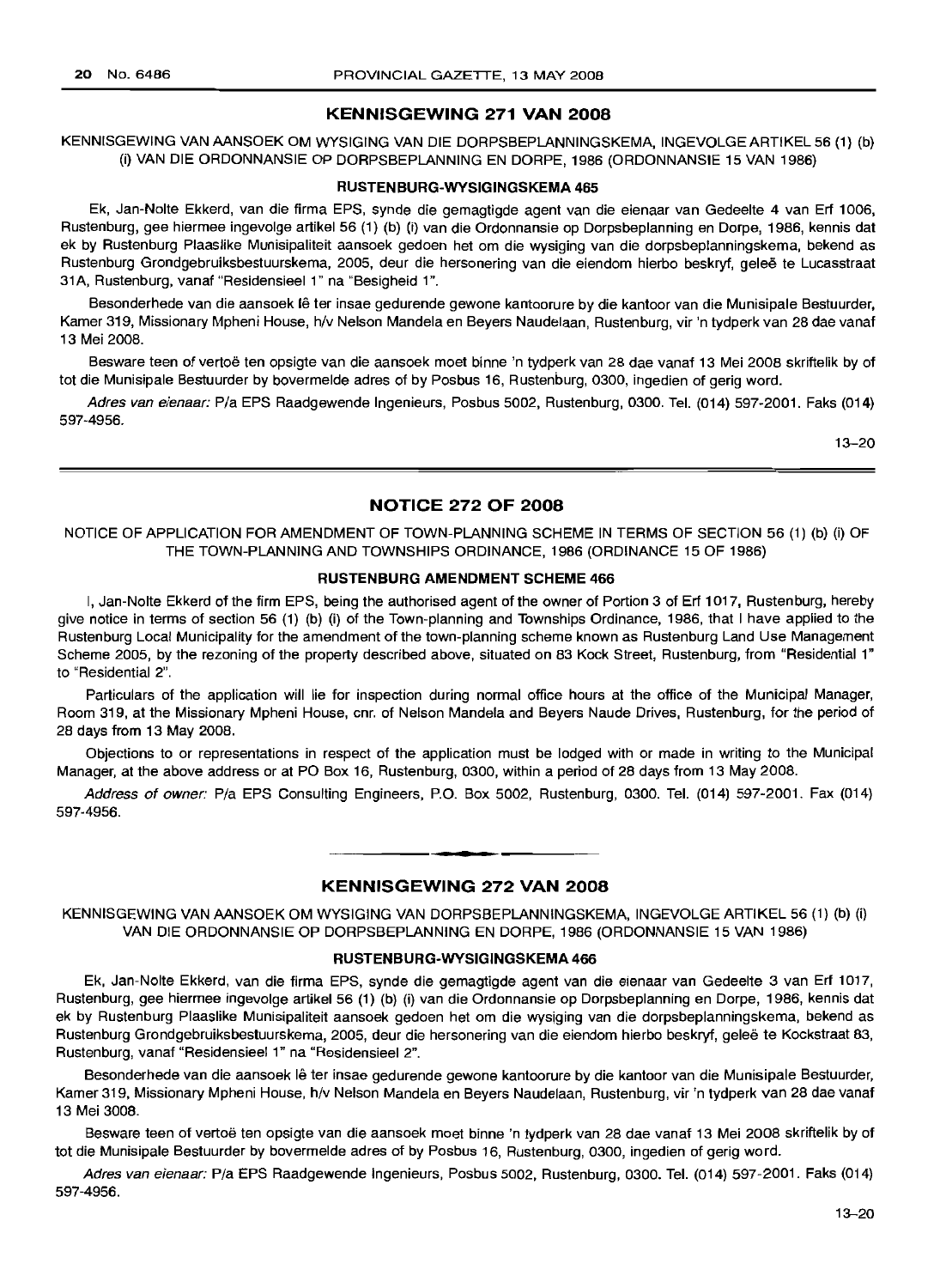## KENNISGEWING 271 VAN 2008

KENNISGEWING VAN AANSOEK OM WYSIGING VAN DIE DORPSBEPLANNINGSKEMA, INGEVOLGE ARTIKEL 56 (1) (b) (i) VAN DIE ORDONNANSIE OP DORPSBEPLANNING EN DORPE, 1986 (ORDONNANSIE 15 VAN 1986)

### RUSTENBURG-WYSIGINGSKEMA 465

Ek, Jan-Nolte Ekkerd, van die firma EPS, synde die gemagtigde agent van die eienaar van Gedeelte 4 van Erf 1006, Rustenburg, gee hiermee ingevolge artikel 56 (1) (b) (i) van die Ordonnansie op Dorpsbeplanning en Dorpe, 1986, kennis dat ek by Rustenburg Plaaslike Munisipaliteit aansoek gedoen het om die wysiging van die dorpsbeplanningskema, bekend as Rustenburg Grondgebruiksbestuurskema, 2005, deur die hersonering van die eiendom hierbo beskryf, geleë te Lucasstraat 31A, Rustenburg, vanaf "Residensieel 1" na "Besigheid 1".

Besonderhede van die aansoek lê ter insae gedurende gewone kantoorure by die kantoor van die Munisipale Bestuurder, Kamer 319, Missionary Mpheni House, h/v Nelson Mandela en Beyers Naudelaan, Rustenburg, vir 'n tydperk van 28 dae vanaf 13 Mei 2008.

Besware teen of vertoë ten opsigte van die aansoek moet binne 'n tydperk van 28 dae vanaf 13 Mei 2008 skriftelik by of tot die Munisipale Bestuurder by bovermelde adres of by Posbus 16, Rustenburg, 0300, ingedien of gerig word.

*Adres van eienaar:* P/a EPS Raadgewende Ingenieurs, Posbus 5002, Rustenburg, 0300. Tel. (014) 597-2001. Faks (014) 597-4956.

13–20

---

## NOTICE 272 OF 2008

NOTICE OF APPLICATION FOR AMENDMENT OF TOWN-PLANNING SCHEME IN TERMS OF SECTION 56 (1) (b) (i) OF THE TOWN-PLANNING AND TOWNSHIPS ORDINANCE, 1986 (ORDINANCE 15 OF 1986)

### RUSTENBURG AMENDMENT SCHEME 466

I, Jan-Nolte Ekkerd of the firm EPS, being the authorised agent of the owner of Portion 3 of Erf 1017, Rustenburg, hereby give notice in terms of section 56 (1) (b) (i) of the Town-planning and Townships Ordinance, 1986, that I have applied to the Rustenburg Local Municipality for the amendment of the town-planning scheme known as Rustenburg Land Use Management Scheme 2005, by the rezoning of the property described above, situated on 83 Kock Street, Rustenburg, from "Residential 1" to "Residential 2".

Particulars of the application will lie for inspection during normal office hours at the office of the Municipal Manager, Room 319, at the Missionary Mpheni House, cnr. of Nelson Mandela and Beyers Naude Drives, Rustenburg, for the period of 28 days from 13 May 2008.

Objections to or representations in respect of the application must be lodged with or made in writing to the Municipal Manager, at the above address or at PO Box 16, Rustenburg, 0300, within a period of 28 days from 13 May 2008.

*Address of owner:* P/a EPS Consulting Engineers, P.O. Box 5002, Rustenburg, 0300. Tel. (014) 597-2001. Fax (014) 597-4956.

---

## KENNISGEWING 272 VAN 2008

KENNISGEWING VAN AANSOEK OM WYSIGING VAN DORPSBEPLANNINGSKEMA, INGEVOLGE ARTIKEL 56 (1) (b) (i) VAN DIE ORDONNANSIE OP DORPSBEPLANNING EN DORPE, 1986 (ORDONNANSIE 15 VAN 1986)

### RUSTENBURG-WYSIGINGSKEMA 466

Ek, Jan-Nolte Ekkerd, van die firma EPS, synde die gemagtigde agent van die eienaar van Gedeelte 3 van Erf 1017, Rustenburg, gee hiermee ingevolge artikel 56 (1) (b) (i) van die Ordonnansie op Dorpsbeplanning en Dorpe, 1986, kennis dat ek by Rustenburg Plaaslike Munisipaliteit aansoek gedoen het om die wysiging van die dorpsbeplanningskema, bekend as Rustenburg Grondgebruiksbestuurskema, 2005, deur die hersonering van die eiendom hierbo beskryf, geleë te Kockstraat 83, Rustenburg, vanaf "Residensieel 1" na "Residensieel 2".

Besonderhede van die aansoek lê ter insae gedurende gewone kantoorure by die kantoor van die Munisipale Bestuurder, Kamer 319, Missionary Mpheni House, h/v Nelson Mandela en Beyers Naudelaan, Rustenburg, vir 'n tydperk van 28 dae vanaf 13 Mei 3008.

Besware teen of vertoë ten opsigte van die aansoek moet binne 'n tydperk van 28 dae vanaf 13 Mei 2008 skriftelik by of tot die Munisipale Bestuurder by bovermelde adres of by Posbus 16, Rustenburg, 0300, ingedien of gerig word.

*Adres van eienaar:* P/a EPS Raadgewende Ingenieurs, Posbus 5002, Rustenburg, 0300. Tel. (014) 597-2001. Faks (014) 597-4956.

13–20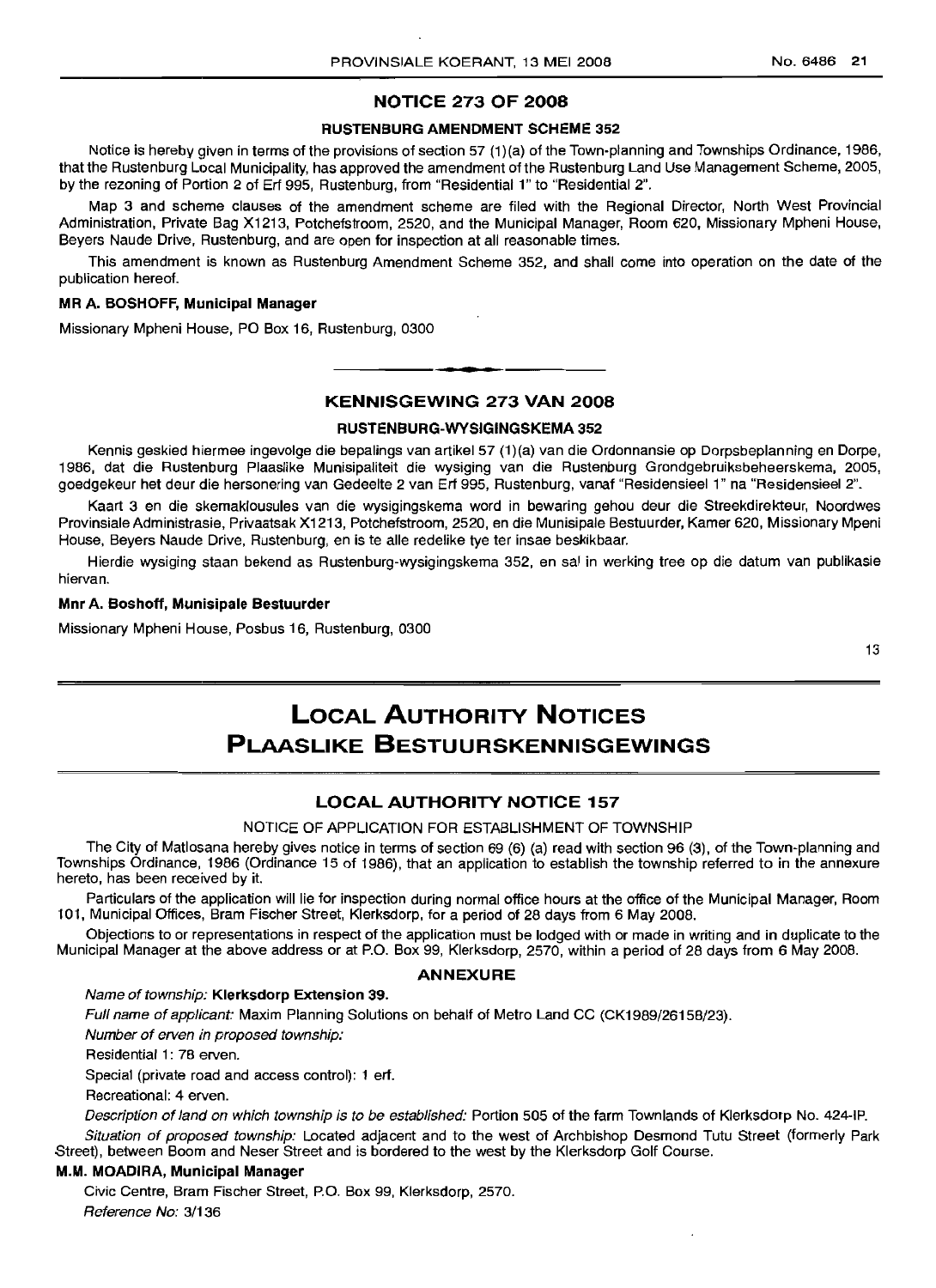## NOTICE 273 OF 2008

### RUSTENBURG AMENDMENT SCHEME 352

Notice is hereby given in terms of the provisions of section 57 (1)(a) of the Town-planning and Townships Ordinance, 1986, that the Rustenburg Local Municipality, has approved the amendment of the Rustenburg Land Use Management Scheme, 2005, by the rezoning of Portion 2 of Erf 995, Rustenburg, from "Residential 1" to "Residential 2".

Map 3 and scheme clauses of the amendment scheme are filed with the Regional Director, North West Provincial Administration, Private Bag X1213, Potchefstroom, 2520, and the Municipal Manager, Room 620, Missionary Mpheni House, Beyers Naude Drive, Rustenburg, and are open for inspection at all reasonable times.

This amendment is known as Rustenburg Amendment Scheme 352, and shall come into operation on the date of the publication hereof.

**MR A. BOSHOFF, Municipal Manager**

Missionary Mpheni House, PO Box 16, Rustenburg, 0300

---

## KENNISGEWING 273 VAN 2008

### RUSTENBURG-WYSIGINGSKEMA 352

Kennis geskied hiermee ingevolge die bepalings van artikel 57 (1)(a) van die Ordonnansie op Dorpsbeplanning en Dorpe, 1986, dat die Rustenburg Plaaslike Munisipaliteit die wysiging van die Rustenburg Grondgebruiksbeheerskema, 2005, goedgekeur het deur die hersonering van Gedeelte 2 van Erf 995, Rustenburg, vanaf "Residensieel 1" na "Residensieel 2".

Kaart 3 en die skemaklousules van die wysigingskema word in bewaring gehou deur die Streekdirekteur, Noordwes Provinsiale Administrasie, Privaatsak X1213, Potchefstroom, 2520, en die Munisipale Bestuurder, Kamer 620, Missionary Mpeni House, Beyers Naude Drive, Rustenburg, en is te alle redelike tye ter insae beskikbaar.

Hierdie wysiging staan bekend as Rustenburg-wysigingskema 352, en sal in werking tree op die datum van publikasie hiervan.

**Mnr A. Boshoff, Munisipale Bestuurder**

Missionary Mpheni House, Posbus 16, Rustenburg, 0300

13

---

# LOCAL AUTHORITY NOTICES
# PLAASLIKE BESTUURSKENNISGEWINGS

## LOCAL AUTHORITY NOTICE 157

NOTICE OF APPLICATION FOR ESTABLISHMENT OF TOWNSHIP

The City of Matlosana hereby gives notice in terms of section 69 (6) (a) read with section 96 (3), of the Town-planning and Townships Ordinance, 1986 (Ordinance 15 of 1986), that an application to establish the township referred to in the annexure hereto, has been received by it.

Particulars of the application will lie for inspection during normal office hours at the office of the Municipal Manager, Room 101, Municipal Offices, Bram Fischer Street, Klerksdorp, for a period of 28 days from 6 May 2008.

Objections to or representations in respect of the application must be lodged with or made in writing and in duplicate to the Municipal Manager at the above address or at P.O. Box 99, Klerksdorp, 2570, within a period of 28 days from 6 May 2008.

### ANNEXURE

*Name of township:* **Klerksdorp Extension 39.**

*Full name of applicant:* Maxim Planning Solutions on behalf of Metro Land CC (CK1989/26158/23).

*Number of erven in proposed township:*

Residential 1: 78 erven.

Special (private road and access control): 1 erf.

Recreational: 4 erven.

*Description of land on which township is to be established:* Portion 505 of the farm Townlands of Klerksdorp No. 424-IP.

*Situation of proposed township:* Located adjacent and to the west of Archbishop Desmond Tutu Street (formerly Park Street), between Boom and Neser Street and is bordered to the west by the Klerksdorp Golf Course.

**M.M. MOADIRA, Municipal Manager**

Civic Centre, Bram Fischer Street, P.O. Box 99, Klerksdorp, 2570.

*Reference No:* 3/136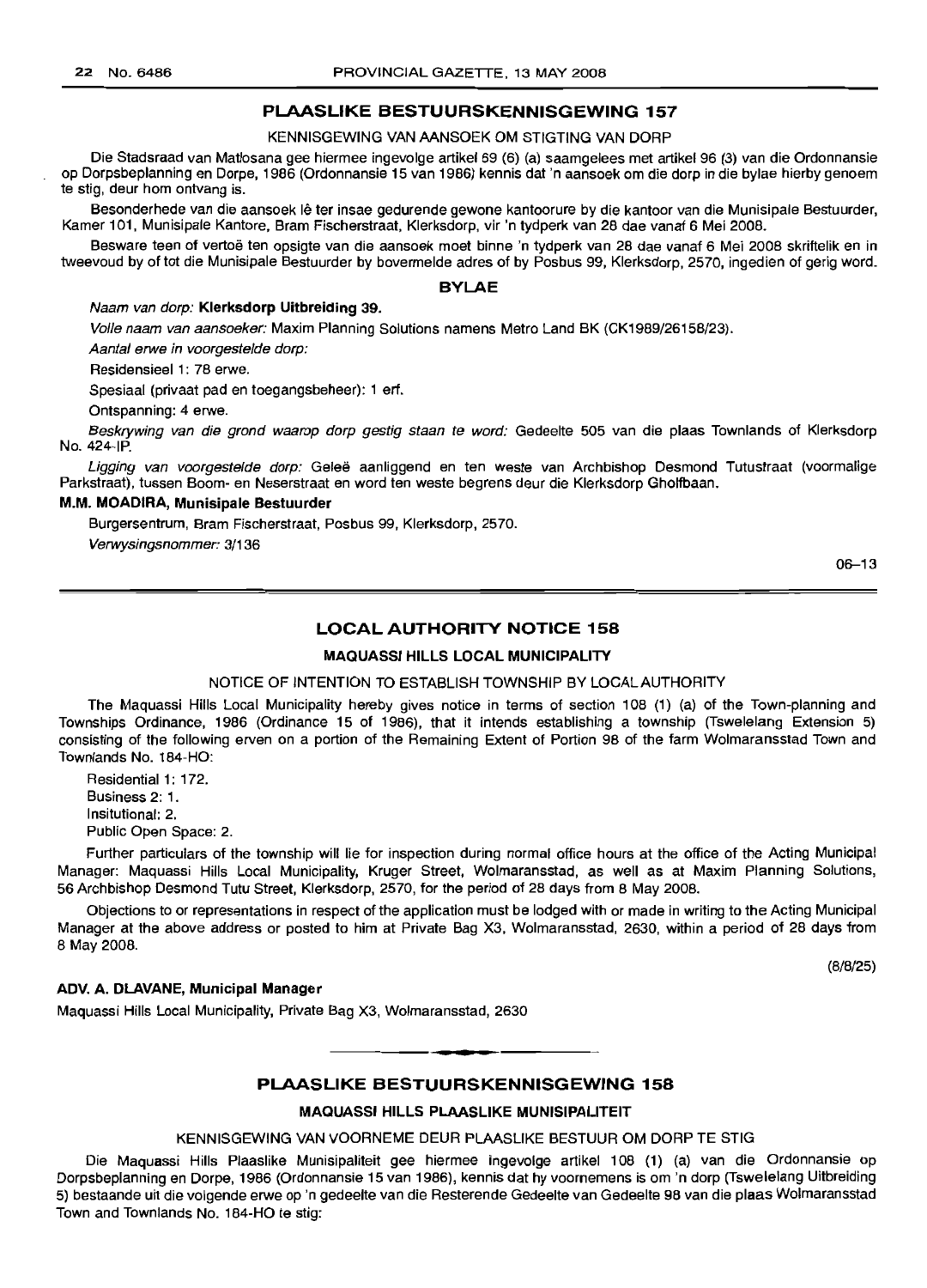## PLAASLIKE BESTUURSKENNISGEWING 157

KENNISGEWING VAN AANSOEK OM STIGTING VAN DORP

Die Stadsraad van Matlosana gee hiermee ingevolge artikel 69 (6) (a) saamgelees met artikel 96 (3) van die Ordonnansie op Dorpsbeplanning en Dorpe, 1986 (Ordonnansie 15 van 1986) kennis dat 'n aansoek om die dorp in die bylae hierby genoem te stig, deur hom ontvang is.

Besonderhede van die aansoek lê ter insae gedurende gewone kantoorure by die kantoor van die Munisipale Bestuurder, Kamer 101, Munisipale Kantore, Bram Fischerstraat, Klerksdorp, vir 'n tydperk van 28 dae vanaf 6 Mei 2008.

Besware teen of vertoë ten opsigte van die aansoek moet binne 'n tydperk van 28 dae vanaf 6 Mei 2008 skriftelik en in tweevoud by of tot die Munisipale Bestuurder by bovermelde adres of by Posbus 99, Klerksdorp, 2570, ingedien of gerig word.

### BYLAE

*Naam van dorp:* **Klerksdorp Uitbreiding 39.**

*Volle naam van aansoeker:* Maxim Planning Solutions namens Metro Land BK (CK1989/26158/23).

*Aantal erwe in voorgestelde dorp:*

Residensieel 1: 78 erwe.

Spesiaal (privaat pad en toegangsbeheer): 1 erf.

Ontspanning: 4 erwe.

*Beskrywing van die grond waarop dorp gestig staan te word:* Gedeelte 505 van die plaas Townlands of Klerksdorp No. 424-IP.

*Ligging van voorgestelde dorp:* Geleë aanliggend en ten weste van Archbishop Desmond Tutustraat (voormalige Parkstraat), tussen Boom- en Neserstraat en word ten weste begrens deur die Klerksdorp Gholfbaan.

**M.M. MOADIRA, Munisipale Bestuurder**

Burgersentrum, Bram Fischerstraat, Posbus 99, Klerksdorp, 2570.

*Verwysingsnommer:* 3/136

06–13

---

## LOCAL AUTHORITY NOTICE 158

### MAQUASSI HILLS LOCAL MUNICIPALITY

NOTICE OF INTENTION TO ESTABLISH TOWNSHIP BY LOCAL AUTHORITY

The Maquassi Hills Local Municipality hereby gives notice in terms of section 108 (1) (a) of the Town-planning and Townships Ordinance, 1986 (Ordinance 15 of 1986), that it intends establishing a township (Tswelelang Extension 5) consisting of the following erven on a portion of the Remaining Extent of Portion 98 of the farm Wolmaransstad Town and Townlands No. 184-HO:

Residential 1: 172.
Business 2: 1.
Insitutional: 2.
Public Open Space: 2.

Further particulars of the township will lie for inspection during normal office hours at the office of the Acting Municipal Manager: Maquassi Hills Local Municipality, Kruger Street, Wolmaransstad, as well as at Maxim Planning Solutions, 56 Archbishop Desmond Tutu Street, Klerksdorp, 2570, for the period of 28 days from 8 May 2008.

Objections to or representations in respect of the application must be lodged with or made in writing to the Acting Municipal Manager at the above address or posted to him at Private Bag X3, Wolmaransstad, 2630, within a period of 28 days from 8 May 2008.

(8/8/25)

**ADV. A. DLAVANE, Municipal Manager**

Maquassi Hills Local Municipality, Private Bag X3, Wolmaransstad, 2630

---

## PLAASLIKE BESTUURSKENNISGEWING 158

### MAQUASSI HILLS PLAASLIKE MUNISIPALITEIT

KENNISGEWING VAN VOORNEME DEUR PLAASLIKE BESTUUR OM DORP TE STIG

Die Maquassi Hills Plaaslike Munisipaliteit gee hiermee ingevolge artikel 108 (1) (a) van die Ordonnansie op Dorpsbeplanning en Dorpe, 1986 (Ordonnansie 15 van 1986), kennis dat hy voornemens is om 'n dorp (Tswelelang Uitbreiding 5) bestaande uit die volgende erwe op 'n gedeelte van die Resterende Gedeelte van Gedeelte 98 van die plaas Wolmaransstad Town and Townlands No. 184-HO te stig: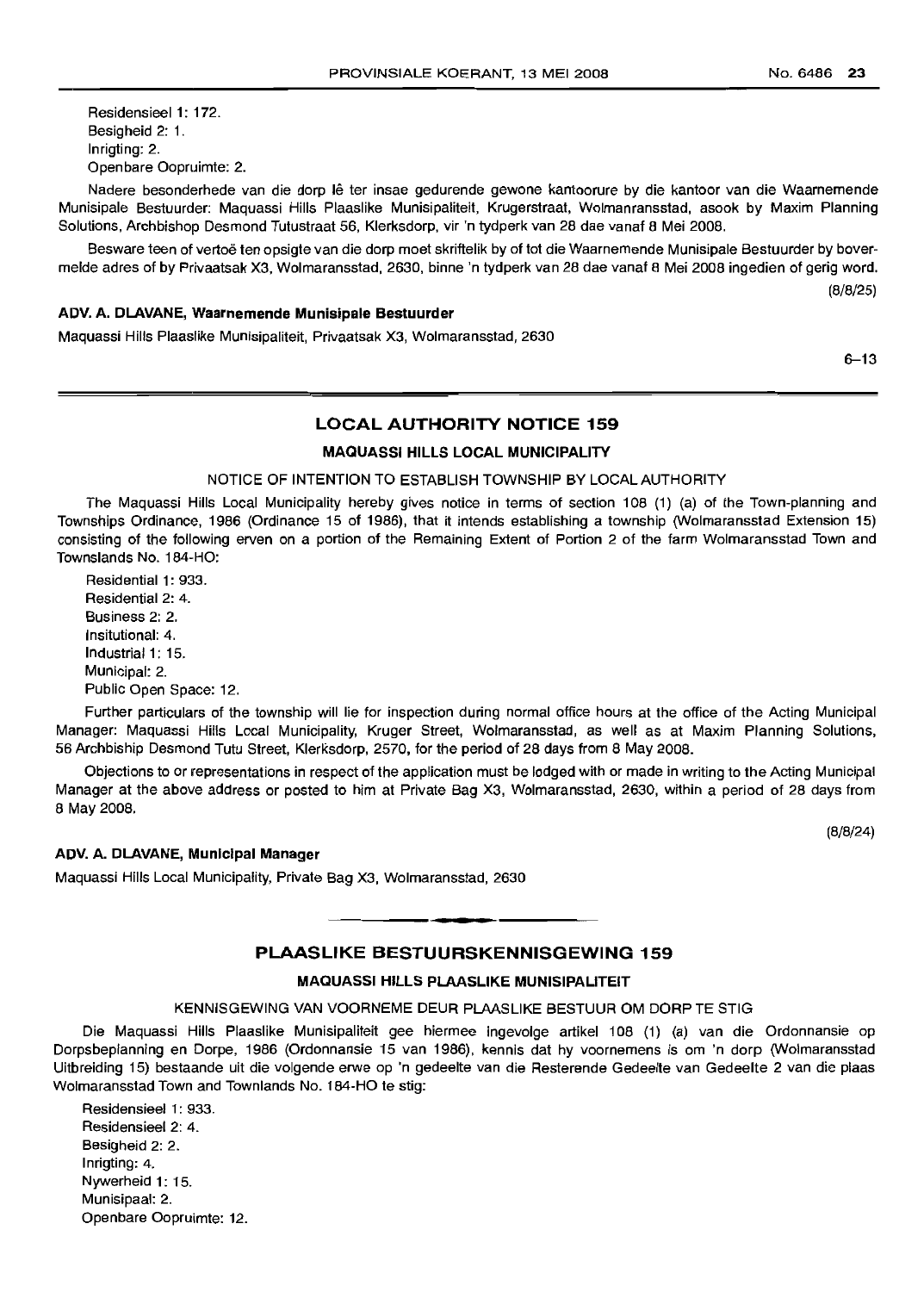Residensieel 1: 172.
Besigheid 2: 1.
Inrigting: 2.
Openbare Oopruimte: 2.

Nadere besonderhede van die dorp lê ter insae gedurende gewone kantoorure by die kantoor van die Waarnemende Munisipale Bestuurder: Maquassi Hills Plaaslike Munisipaliteit, Krugerstraat, Wolmanransstad, asook by Maxim Planning Solutions, Archbishop Desmond Tutustraat 56, Klerksdorp, vir 'n tydperk van 28 dae vanaf 8 Mei 2008.

Besware teen of vertoë ten opsigte van die dorp moet skriftelik by of tot die Waarnemende Munisipale Bestuurder by bovermelde adres of by Privaatsak X3, Wolmaransstad, 2630, binne 'n tydperk van 28 dae vanaf 8 Mei 2008 ingedien of gerig word.

(8/8/25)

**ADV. A. DLAVANE, Waarnemende Munisipale Bestuurder**

Maquassi Hills Plaaslike Munisipaliteit, Privaatsak X3, Wolmaransstad, 2630

6–13

## LOCAL AUTHORITY NOTICE 159

### MAQUASSI HILLS LOCAL MUNICIPALITY

NOTICE OF INTENTION TO ESTABLISH TOWNSHIP BY LOCAL AUTHORITY

The Maquassi Hills Local Municipality hereby gives notice in terms of section 108 (1) (a) of the Town-planning and Townships Ordinance, 1986 (Ordinance 15 of 1986), that it intends establishing a township (Wolmaransstad Extension 15) consisting of the following erven on a portion of the Remaining Extent of Portion 2 of the farm Wolmaransstad Town and Townslands No. 184-HO:

Residential 1: 933.
Residential 2: 4.
Business 2: 2.
Insitutional: 4.
Industrial 1: 15.
Municipal: 2.
Public Open Space: 12.

Further particulars of the township will lie for inspection during normal office hours at the office of the Acting Municipal Manager: Maquassi Hills Local Municipality, Kruger Street, Wolmaransstad, as well as at Maxim Planning Solutions, 56 Archbiship Desmond Tutu Street, Klerksdorp, 2570, for the period of 28 days from 8 May 2008.

Objections to or representations in respect of the application must be lodged with or made in writing to the Acting Municipal Manager at the above address or posted to him at Private Bag X3, Wolmaransstad, 2630, within a period of 28 days from 8 May 2008.

(8/8/24)

**ADV. A. DLAVANE, Municipal Manager**

Maquassi Hills Local Municipality, Private Bag X3, Wolmaransstad, 2630

## PLAASLIKE BESTUURSKENNISGEWING 159

### MAQUASSI HILLS PLAASLIKE MUNISIPALITEIT

KENNISGEWING VAN VOORNEME DEUR PLAASLIKE BESTUUR OM DORP TE STIG

Die Maquassi Hills Plaaslike Munisipaliteit gee hiermee ingevolge artikel 108 (1) (a) van die Ordonnansie op Dorpsbeplanning en Dorpe, 1986 (Ordonnansie 15 van 1986), kennis dat hy voornemens is om 'n dorp (Wolmaransstad Uitbreiding 15) bestaande uit die volgende erwe op 'n gedeelte van die Resterende Gedeelte van Gedeelte 2 van die plaas Wolmaransstad Town and Townlands No. 184-HO te stig:

Residensieel 1: 933.
Residensieel 2: 4.
Besigheid 2: 2.
Inrigting: 4.
Nywerheid 1: 15.
Munisipaal: 2.
Openbare Oopruimte: 12.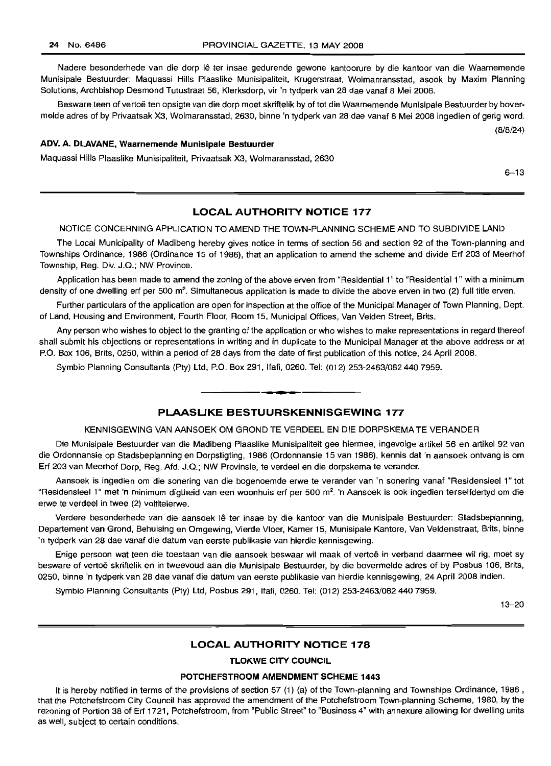Nadere besonderhede van die dorp lê ter insae gedurende gewone kantoorure by die kantoor van die Waarnemende Munisipale Bestuurder: Maquassi Hills Plaaslike Munisipaliteit, Krugerstraat, Wolmaransstad, asook by Maxim Planning Solutions, Archbishop Desmond Tutustraat 56, Klerksdorp, vir 'n tydperk van 28 dae vanaf 8 Mei 2008.

Besware teen of vertoë ten opsigte van die dorp moet skriftelik by of tot die Waarnemende Munisipale Bestuurder by bovermelde adres of by Privaatsak X3, Wolmaransstad, 2630, binne 'n tydperk van 28 dae vanaf 8 Mei 2008 ingedien of gerig word.

(8/8/24)

**ADV. A. DLAVANE, Waarnemende Munisipale Bestuurder**

Maquassi Hills Plaaslike Munisipaliteit, Privaatsak X3, Wolmaransstad, 2630

6–13

## LOCAL AUTHORITY NOTICE 177

NOTICE CONCERNING APPLICATION TO AMEND THE TOWN-PLANNING SCHEME AND TO SUBDIVIDE LAND

The Local Municipality of Madibeng hereby gives notice in terms of section 56 and section 92 of the Town-planning and Townships Ordinance, 1986 (Ordinance 15 of 1986), that an application to amend the scheme and divide Erf 203 of Meerhof Township, Reg. Div. J.Q.; NW Province.

Application has been made to amend the zoning of the above erven from "Residential 1" to "Residential 1" with a minimum density of one dwelling erf per 500 m². Simultaneous application is made to divide the above erven in two (2) full title erven.

Further particulars of the application are open for inspection at the office of the Municipal Manager of Town Planning, Dept. of Land, Housing and Environment, Fourth Floor, Room 15, Municipal Offices, Van Velden Street, Brits.

Any person who wishes to object to the granting of the application or who wishes to make representations in regard thereof shall submit his objections or representations in writing and in duplicate to the Municipal Manager at the above address or at P.O. Box 106, Brits, 0250, within a period of 28 days from the date of first publication of this notice, 24 April 2008.

Symbio Planning Consultants (Pty) Ltd, P.O. Box 291, Ifafi, 0260. Tel: (012) 253-2463/082 440 7959.

## PLAASLIKE BESTUURSKENNISGEWING 177

KENNISGEWING VAN AANSOEK OM GROND TE VERDEEL EN DIE DORPSKEMA TE VERANDER

Die Munisipale Bestuurder van die Madibeng Plaaslike Munisipaliteit gee hiermee, ingevolge artikel 56 en artikel 92 van die Ordonnansie op Stadsbeplanning en Dorpstigting, 1986 (Ordonnansie 15 van 1986), kennis dat 'n aansoek ontvang is om Erf 203 van Meerhof Dorp, Reg. Afd. J.Q.; NW Provinsie, te verdeel en die dorpskema te verander.

Aansoek is ingedien om die sonering van die bogenoemde erwe te verander van 'n sonering vanaf "Residensieel 1" tot "Residensieel 1" met 'n minimum digtheid van een woonhuis erf per 500 m². 'n Aansoek is ook ingedien terselfdertyd om die erwe te verdeel in twee (2) voltitelerwe.

Verdere besonderhede van die aansoek lê ter insae by die kantoor van die Munisipale Bestuurder: Stadsbeplanning, Departement van Grond, Behuising en Omgewing, Vierde Vloer, Kamer 15, Munisipale Kantore, Van Veldenstraat, Brits, binne 'n tydperk van 28 dae vanaf die datum van eerste publikasie van hierdie kennisgewing.

Enige persoon wat teen die toestaan van die aansoek beswaar wil maak of vertoë in verband daarmee wil rig, moet sy besware of vertoë skriftelik en in tweevoud aan die Munisipale Bestuurder, by die bovermelde adres of by Posbus 106, Brits, 0250, binne 'n tydperk van 28 dae vanaf die datum van eerste publikasie van hierdie kennisgewing, 24 April 2008 indien.

Symbio Planning Consultants (Pty) Ltd, Posbus 291, Ifafi, 0260. Tel: (012) 253-2463/082 440 7959.

13–20

## LOCAL AUTHORITY NOTICE 178

**TLOKWE CITY COUNCIL**

**POTCHEFSTROOM AMENDMENT SCHEME 1443**

It is hereby notified in terms of the provisions of section 57 (1) (a) of the Town-planning and Townships Ordinance, 1986 , that the Potchefstroom City Council has approved the amendment of the Potchefstroom Town-planning Scheme, 1980, by the rezoning of Portion 38 of Erf 1721, Potchefstroom, from "Public Street" to "Business 4" with annexure allowing for dwelling units as well, subject to certain conditions.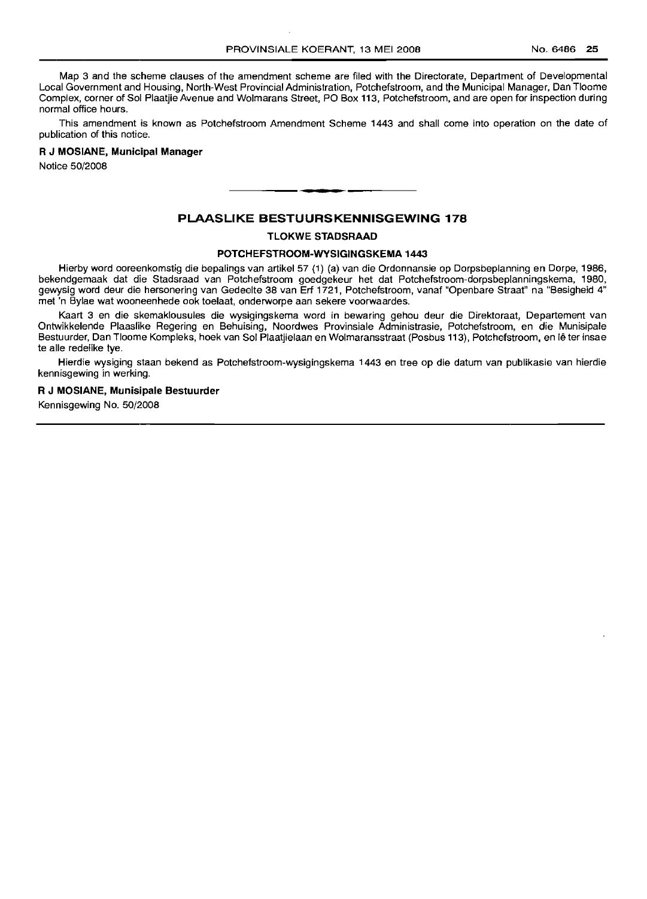Map 3 and the scheme clauses of the amendment scheme are filed with the Directorate, Department of Developmental Local Government and Housing, North-West Provincial Administration, Potchefstroom, and the Municipal Manager, Dan Tloome Complex, corner of Sol Plaatjie Avenue and Wolmarans Street, PO Box 113, Potchefstroom, and are open for inspection during normal office hours.

This amendment is known as Potchefstroom Amendment Scheme 1443 and shall come into operation on the date of publication of this notice.

**R J MOSIANE, Municipal Manager**

Notice 50/2008

## PLAASLIKE BESTUURSKENNISGEWING 178

### TLOKWE STADSRAAD

### POTCHEFSTROOM-WYSIGINGSKEMA 1443

Hierby word ooreenkomstig die bepalings van artikel 57 (1) (a) van die Ordonnansie op Dorpsbeplanning en Dorpe, 1986, bekendgemaak dat die Stadsraad van Potchefstroom goedgekeur het dat Potchefstroom-dorpsbeplanningskema, 1980, gewysig word deur die hersonering van Gedeelte 38 van Erf 1721, Potchefstroom, vanaf "Openbare Straat" na "Besigheid 4" met 'n Bylae wat wooneenhede ook toelaat, onderworpe aan sekere voorwaardes.

Kaart 3 en die skemaklousules die wysigingskema word in bewaring gehou deur die Direktoraat, Departement van Ontwikkelende Plaaslike Regering en Behuising, Noordwes Provinsiale Administrasie, Potchefstroom, en die Munisipale Bestuurder, Dan Tloome Kompleks, hoek van Sol Plaatjielaan en Wolmaransstraat (Posbus 113), Potchefstroom, en lê ter insae te alle redelike tye.

Hierdie wysiging staan bekend as Potchefstroom-wysigingskema 1443 en tree op die datum van publikasie van hierdie kennisgewing in werking.

**R J MOSIANE, Munisipale Bestuurder**

Kennisgewing No. 50/2008